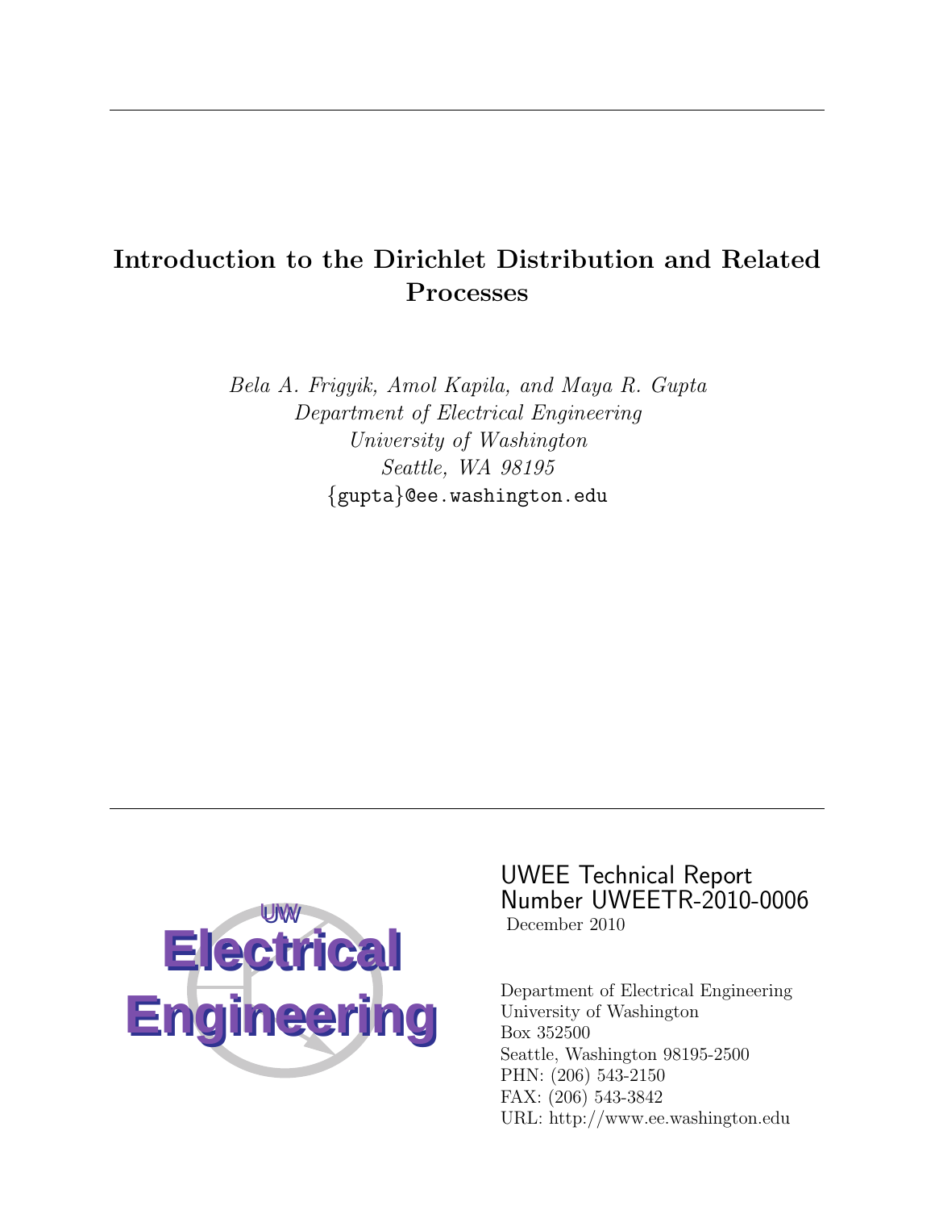# Introduction to the Dirichlet Distribution and Related Processes

*Bela A. Frigyik, Amol Kapila, and Maya R. Gupta*
*Department of Electrical Engineering*
*University of Washington*
*Seattle, WA 98195*
{gupta}@ee.washington.edu

UW
Electrical
Engineering

UWEE Technical Report
Number UWEETR-2010-0006
December 2010

Department of Electrical Engineering
University of Washington
Box 352500
Seattle, Washington 98195-2500
PHN: (206) 543-2150
FAX: (206) 543-3842
URL: http://www.ee.washington.edu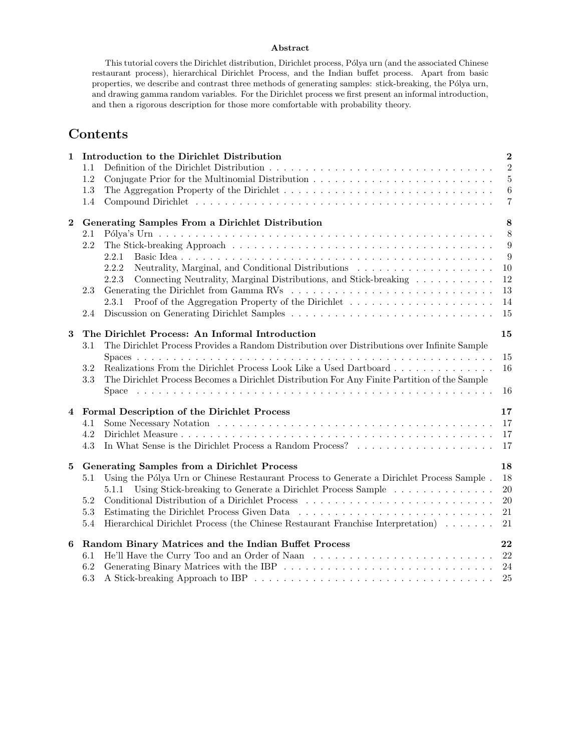**Abstract**

This tutorial covers the Dirichlet distribution, Dirichlet process, Pólya urn (and the associated Chinese restaurant process), hierarchical Dirichlet Process, and the Indian buffet process. Apart from basic properties, we describe and contrast three methods of generating samples: stick-breaking, the Pólya urn, and drawing gamma random variables. For the Dirichlet process we first present an informal introduction, and then a rigorous description for those more comfortable with probability theory.

# Contents

**1 Introduction to the Dirichlet Distribution** — 2
- 1.1 Definition of the Dirichlet Distribution — 2
- 1.2 Conjugate Prior for the Multinomial Distribution — 5
- 1.3 The Aggregation Property of the Dirichlet — 6
- 1.4 Compound Dirichlet — 7

**2 Generating Samples From a Dirichlet Distribution** — 8
- 2.1 Pólya's Urn — 8
- 2.2 The Stick-breaking Approach — 9
  - 2.2.1 Basic Idea — 9
  - 2.2.2 Neutrality, Marginal, and Conditional Distributions — 10
  - 2.2.3 Connecting Neutrality, Marginal Distributions, and Stick-breaking — 12
- 2.3 Generating the Dirichlet from Gamma RVs — 13
  - 2.3.1 Proof of the Aggregation Property of the Dirichlet — 14
- 2.4 Discussion on Generating Dirichlet Samples — 15

**3 The Dirichlet Process: An Informal Introduction** — 15
- 3.1 The Dirichlet Process Provides a Random Distribution over Distributions over Infinite Sample Spaces — 15
- 3.2 Realizations From the Dirichlet Process Look Like a Used Dartboard — 16
- 3.3 The Dirichlet Process Becomes a Dirichlet Distribution For Any Finite Partition of the Sample Space — 16

**4 Formal Description of the Dirichlet Process** — 17
- 4.1 Some Necessary Notation — 17
- 4.2 Dirichlet Measure — 17
- 4.3 In What Sense is the Dirichlet Process a Random Process? — 17

**5 Generating Samples from a Dirichlet Process** — 18
- 5.1 Using the Pólya Urn or Chinese Restaurant Process to Generate a Dirichlet Process Sample — 18
  - 5.1.1 Using Stick-breaking to Generate a Dirichlet Process Sample — 20
- 5.2 Conditional Distribution of a Dirichlet Process — 20
- 5.3 Estimating the Dirichlet Process Given Data — 21
- 5.4 Hierarchical Dirichlet Process (the Chinese Restaurant Franchise Interpretation) — 21

**6 Random Binary Matrices and the Indian Buffet Process** — 22
- 6.1 He'll Have the Curry Too and an Order of Naan — 22
- 6.2 Generating Binary Matrices with the IBP — 24
- 6.3 A Stick-breaking Approach to IBP — 25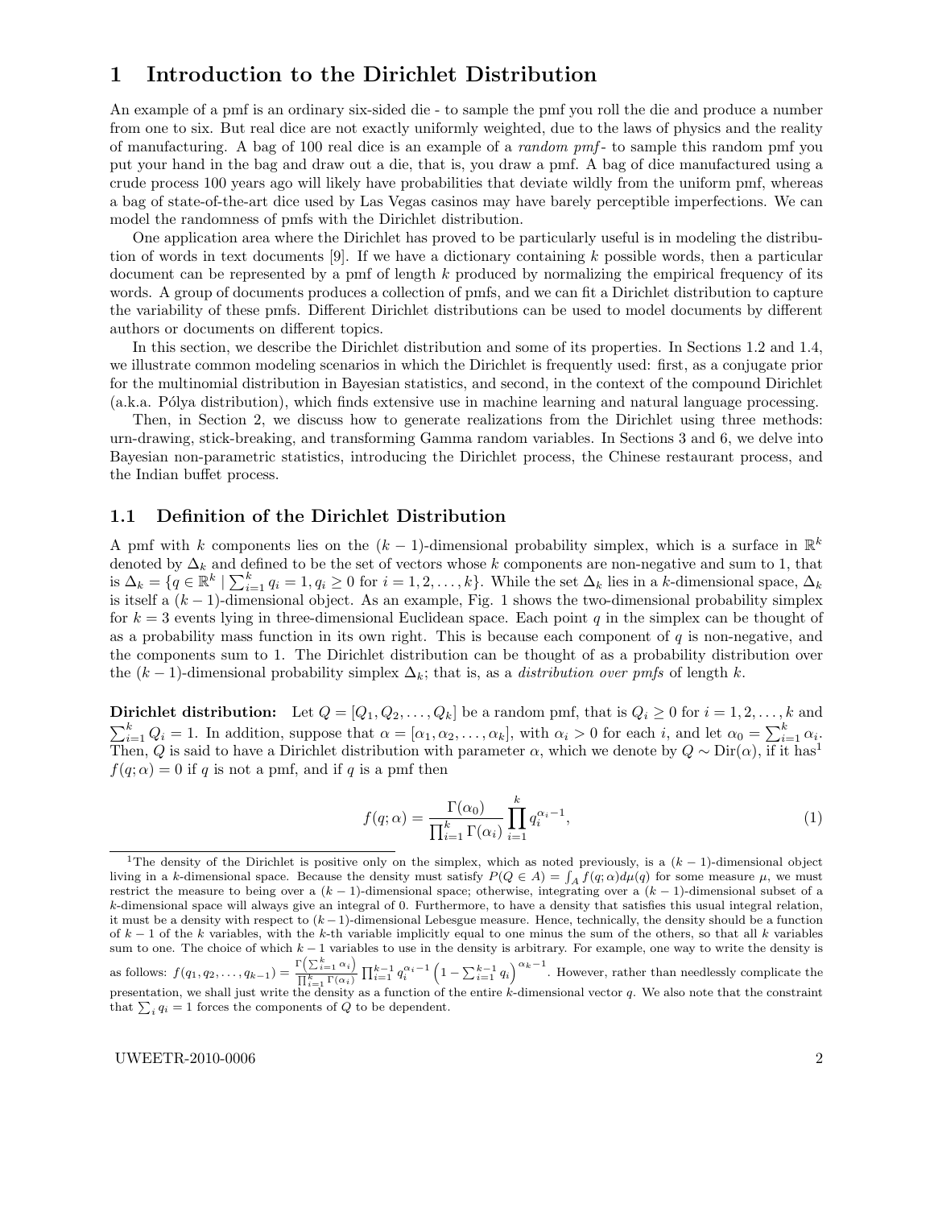# 1 Introduction to the Dirichlet Distribution

An example of a pmf is an ordinary six-sided die - to sample the pmf you roll the die and produce a number from one to six. But real dice are not exactly uniformly weighted, due to the laws of physics and the reality of manufacturing. A bag of 100 real dice is an example of a *random pmf* - to sample this random pmf you put your hand in the bag and draw out a die, that is, you draw a pmf. A bag of dice manufactured using a crude process 100 years ago will likely have probabilities that deviate wildly from the uniform pmf, whereas a bag of state-of-the-art dice used by Las Vegas casinos may have barely perceptible imperfections. We can model the randomness of pmfs with the Dirichlet distribution.

One application area where the Dirichlet has proved to be particularly useful is in modeling the distribution of words in text documents [9]. If we have a dictionary containing $k$ possible words, then a particular document can be represented by a pmf of length $k$ produced by normalizing the empirical frequency of its words. A group of documents produces a collection of pmfs, and we can fit a Dirichlet distribution to capture the variability of these pmfs. Different Dirichlet distributions can be used to model documents by different authors or documents on different topics.

In this section, we describe the Dirichlet distribution and some of its properties. In Sections 1.2 and 1.4, we illustrate common modeling scenarios in which the Dirichlet is frequently used: first, as a conjugate prior for the multinomial distribution in Bayesian statistics, and second, in the context of the compound Dirichlet (a.k.a. Pólya distribution), which finds extensive use in machine learning and natural language processing.

Then, in Section 2, we discuss how to generate realizations from the Dirichlet using three methods: urn-drawing, stick-breaking, and transforming Gamma random variables. In Sections 3 and 6, we delve into Bayesian non-parametric statistics, introducing the Dirichlet process, the Chinese restaurant process, and the Indian buffet process.

## 1.1 Definition of the Dirichlet Distribution

A pmf with $k$ components lies on the $(k-1)$-dimensional probability simplex, which is a surface in $\mathbb{R}^k$ denoted by $\Delta_k$ and defined to be the set of vectors whose $k$ components are non-negative and sum to 1, that is $\Delta_k = \{q \in \mathbb{R}^k \mid \sum_{i=1}^k q_i = 1, q_i \geq 0 \text{ for } i = 1, 2, \ldots, k\}$. While the set $\Delta_k$ lies in a $k$-dimensional space, $\Delta_k$ is itself a $(k-1)$-dimensional object. As an example, Fig. 1 shows the two-dimensional probability simplex for $k = 3$ events lying in three-dimensional Euclidean space. Each point $q$ in the simplex can be thought of as a probability mass function in its own right. This is because each component of $q$ is non-negative, and the components sum to 1. The Dirichlet distribution can be thought of as a probability distribution over the $(k-1)$-dimensional probability simplex $\Delta_k$; that is, as a *distribution over pmfs* of length $k$.

**Dirichlet distribution:** Let $Q = [Q_1, Q_2, \ldots, Q_k]$ be a random pmf, that is $Q_i \geq 0$ for $i = 1, 2, \ldots, k$ and $\sum_{i=1}^k Q_i = 1$. In addition, suppose that $\alpha = [\alpha_1, \alpha_2, \ldots, \alpha_k]$, with $\alpha_i > 0$ for each $i$, and let $\alpha_0 = \sum_{i=1}^k \alpha_i$. Then, $Q$ is said to have a Dirichlet distribution with parameter $\alpha$, which we denote by $Q \sim \text{Dir}(\alpha)$, if it has[1] $f(q; \alpha) = 0$ if $q$ is not a pmf, and if $q$ is a pmf then

$$f(q; \alpha) = \frac{\Gamma(\alpha_0)}{\prod_{i=1}^k \Gamma(\alpha_i)} \prod_{i=1}^k q_i^{\alpha_i - 1}, \tag{1}$$

[1] The density of the Dirichlet is positive only on the simplex, which as noted previously, is a $(k-1)$-dimensional object living in a $k$-dimensional space. Because the density must satisfy $P(Q \in A) = \int_A f(q; \alpha) d\mu(q)$ for some measure $\mu$, we must restrict the measure to being over a $(k-1)$-dimensional space; otherwise, integrating over a $(k-1)$-dimensional subset of a $k$-dimensional space will always give an integral of 0. Furthermore, to have a density that satisfies this usual integral relation, it must be a density with respect to $(k-1)$-dimensional Lebesgue measure. Hence, technically, the density should be a function of $k-1$ of the $k$ variables, with the $k$-th variable implicitly equal to one minus the sum of the others, so that all $k$ variables sum to one. The choice of which $k-1$ variables to use in the density is arbitrary. For example, one way to write the density is as follows: $f(q_1, q_2, \ldots, q_{k-1}) = \frac{\Gamma\left(\sum_{i=1}^k \alpha_i\right)}{\prod_{i=1}^k \Gamma(\alpha_i)} \prod_{i=1}^{k-1} q_i^{\alpha_i - 1} \left(1 - \sum_{i=1}^{k-1} q_i\right)^{\alpha_k - 1}$. However, rather than needlessly complicate the presentation, we shall just write the density as a function of the entire $k$-dimensional vector $q$. We also note that the constraint that $\sum_i q_i = 1$ forces the components of $Q$ to be dependent.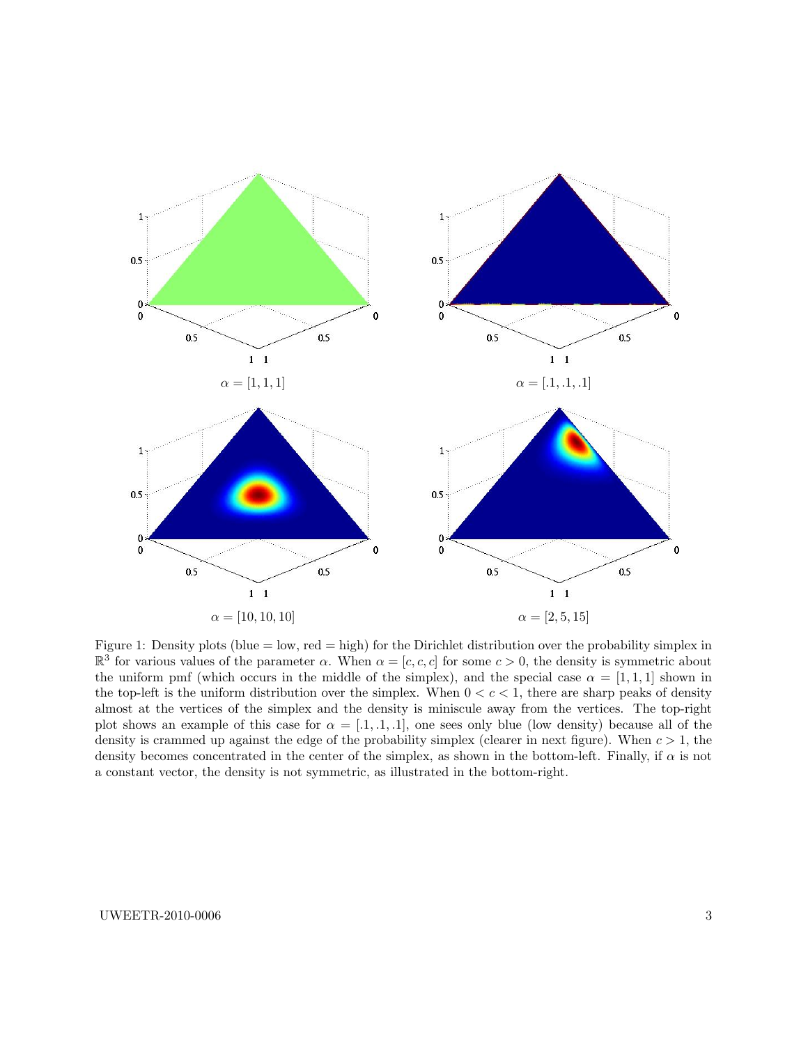$\alpha = [1, 1, 1]$

$\alpha = [.1, .1, .1]$

$\alpha = [10, 10, 10]$

$\alpha = [2, 5, 15]$

Figure 1: Density plots (blue = low, red = high) for the Dirichlet distribution over the probability simplex in $\mathbb{R}^3$ for various values of the parameter $\alpha$. When $\alpha = [c, c, c]$ for some $c > 0$, the density is symmetric about the uniform pmf (which occurs in the middle of the simplex), and the special case $\alpha = [1, 1, 1]$ shown in the top-left is the uniform distribution over the simplex. When $0 < c < 1$, there are sharp peaks of density almost at the vertices of the simplex and the density is miniscule away from the vertices. The top-right plot shows an example of this case for $\alpha = [.1, .1, .1]$, one sees only blue (low density) because all of the density is crammed up against the edge of the probability simplex (clearer in next figure). When $c > 1$, the density becomes concentrated in the center of the simplex, as shown in the bottom-left. Finally, if $\alpha$ is not a constant vector, the density is not symmetric, as illustrated in the bottom-right.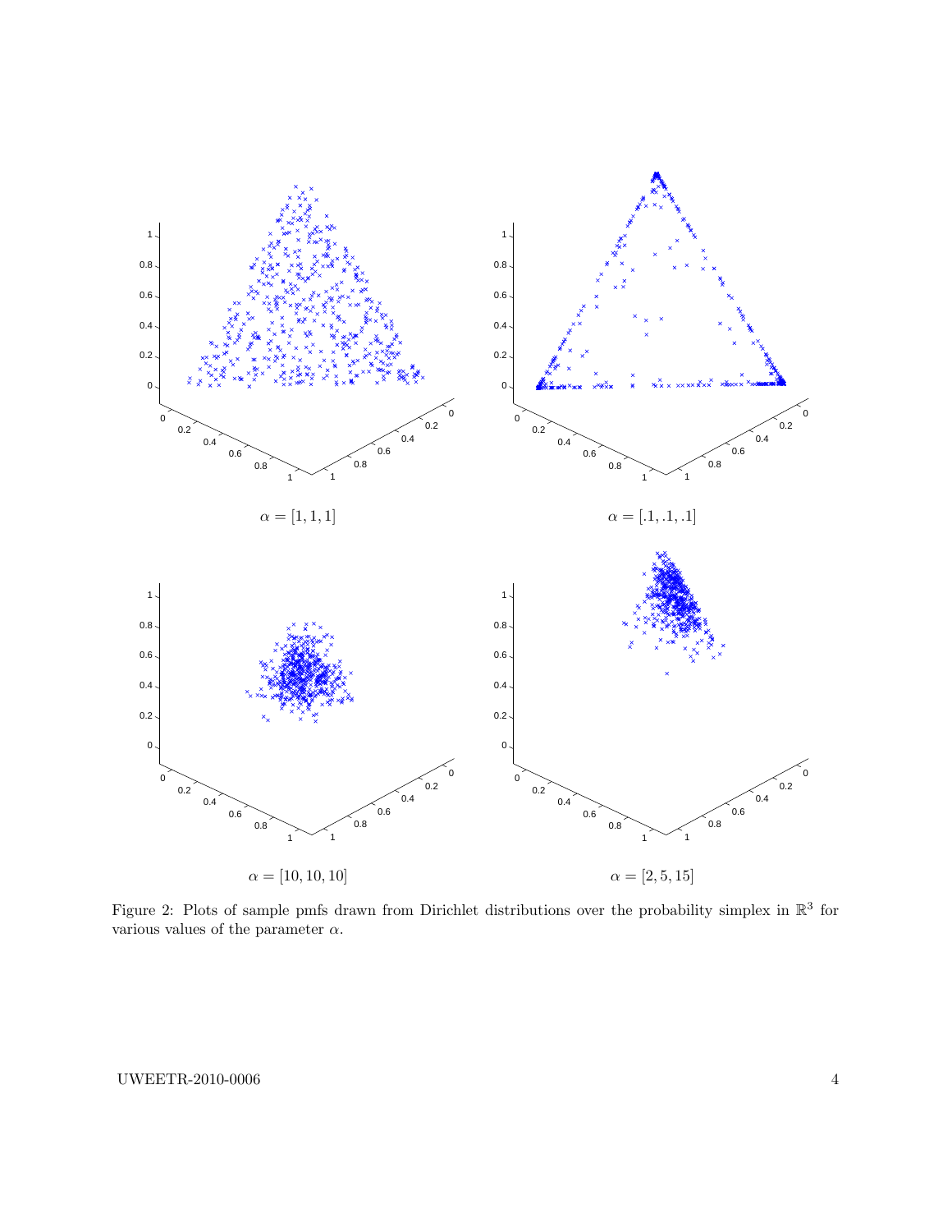$\alpha = [1, 1, 1]$

$\alpha = [.1, .1, .1]$

$\alpha = [10, 10, 10]$

$\alpha = [2, 5, 15]$

Figure 2: Plots of sample pmfs drawn from Dirichlet distributions over the probability simplex in $\mathbb{R}^3$ for various values of the parameter $\alpha$.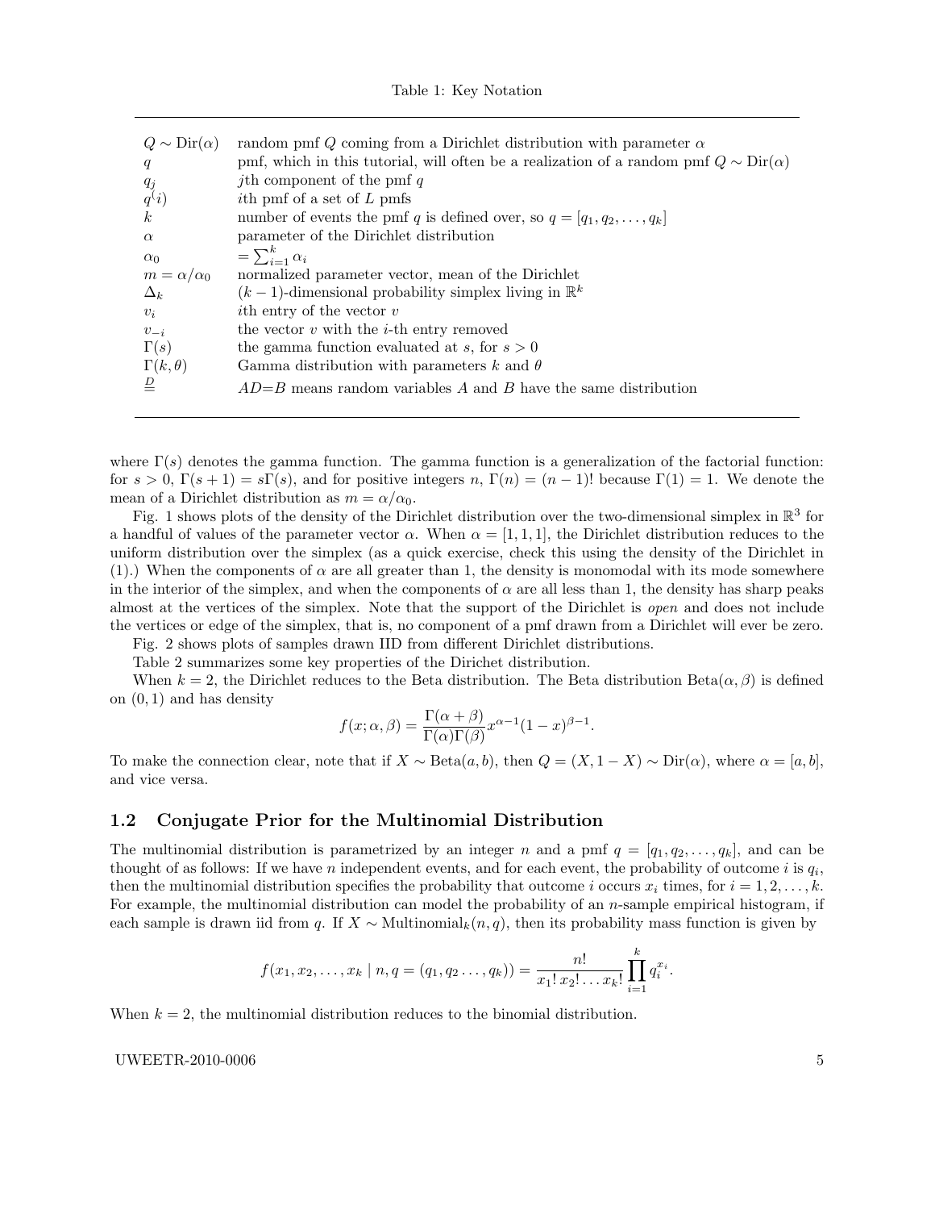Table 1: Key Notation

| | |
|---|---|
| $Q \sim \text{Dir}(\alpha)$ | random pmf $Q$ coming from a Dirichlet distribution with parameter $\alpha$ |
| $q$ | pmf, which in this tutorial, will often be a realization of a random pmf $Q \sim \text{Dir}(\alpha)$ |
| $q_j$ | $j$th component of the pmf $q$ |
| $q^{(i)}$ | $i$th pmf of a set of $L$ pmfs |
| $k$ | number of events the pmf $q$ is defined over, so $q = [q_1, q_2, \ldots, q_k]$ |
| $\alpha$ | parameter of the Dirichlet distribution |
| $\alpha_0$ | $= \sum_{i=1}^{k} \alpha_i$ |
| $m = \alpha/\alpha_0$ | normalized parameter vector, mean of the Dirichlet |
| $\Delta_k$ | $(k-1)$-dimensional probability simplex living in $\mathbb{R}^k$ |
| $v_i$ | $i$th entry of the vector $v$ |
| $v_{-i}$ | the vector $v$ with the $i$-th entry removed |
| $\Gamma(s)$ | the gamma function evaluated at $s$, for $s > 0$ |
| $\Gamma(k, \theta)$ | Gamma distribution with parameters $k$ and $\theta$ |
| $\overset{D}{=}$ | $A \overset{D}{=} B$ means random variables $A$ and $B$ have the same distribution |

where $\Gamma(s)$ denotes the gamma function. The gamma function is a generalization of the factorial function: for $s > 0$, $\Gamma(s+1) = s\Gamma(s)$, and for positive integers $n$, $\Gamma(n) = (n-1)!$ because $\Gamma(1) = 1$. We denote the mean of a Dirichlet distribution as $m = \alpha/\alpha_0$.

Fig. 1 shows plots of the density of the Dirichlet distribution over the two-dimensional simplex in $\mathbb{R}^3$ for a handful of values of the parameter vector $\alpha$. When $\alpha = [1, 1, 1]$, the Dirichlet distribution reduces to the uniform distribution over the simplex (as a quick exercise, check this using the density of the Dirichlet in (1).) When the components of $\alpha$ are all greater than 1, the density is monomodal with its mode somewhere in the interior of the simplex, and when the components of $\alpha$ are all less than 1, the density has sharp peaks almost at the vertices of the simplex. Note that the support of the Dirichlet is *open* and does not include the vertices or edge of the simplex, that is, no component of a pmf drawn from a Dirichlet will ever be zero.

Fig. 2 shows plots of samples drawn IID from different Dirichlet distributions.

Table 2 summarizes some key properties of the Dirichet distribution.

When $k = 2$, the Dirichlet reduces to the Beta distribution. The Beta distribution $\text{Beta}(\alpha, \beta)$ is defined on $(0, 1)$ and has density

$$f(x; \alpha, \beta) = \frac{\Gamma(\alpha + \beta)}{\Gamma(\alpha)\Gamma(\beta)} x^{\alpha-1}(1-x)^{\beta-1}.$$

To make the connection clear, note that if $X \sim \text{Beta}(a, b)$, then $Q = (X, 1-X) \sim \text{Dir}(\alpha)$, where $\alpha = [a, b]$, and vice versa.

## 1.2 Conjugate Prior for the Multinomial Distribution

The multinomial distribution is parametrized by an integer $n$ and a pmf $q = [q_1, q_2, \ldots, q_k]$, and can be thought of as follows: If we have $n$ independent events, and for each event, the probability of outcome $i$ is $q_i$, then the multinomial distribution specifies the probability that outcome $i$ occurs $x_i$ times, for $i = 1, 2, \ldots, k$. For example, the multinomial distribution can model the probability of an $n$-sample empirical histogram, if each sample is drawn iid from $q$. If $X \sim \text{Multinomial}_k(n, q)$, then its probability mass function is given by

$$f(x_1, x_2, \ldots, x_k \mid n, q = (q_1, q_2 \ldots, q_k)) = \frac{n!}{x_1! \, x_2! \ldots x_k!} \prod_{i=1}^{k} q_i^{x_i}.$$

When $k = 2$, the multinomial distribution reduces to the binomial distribution.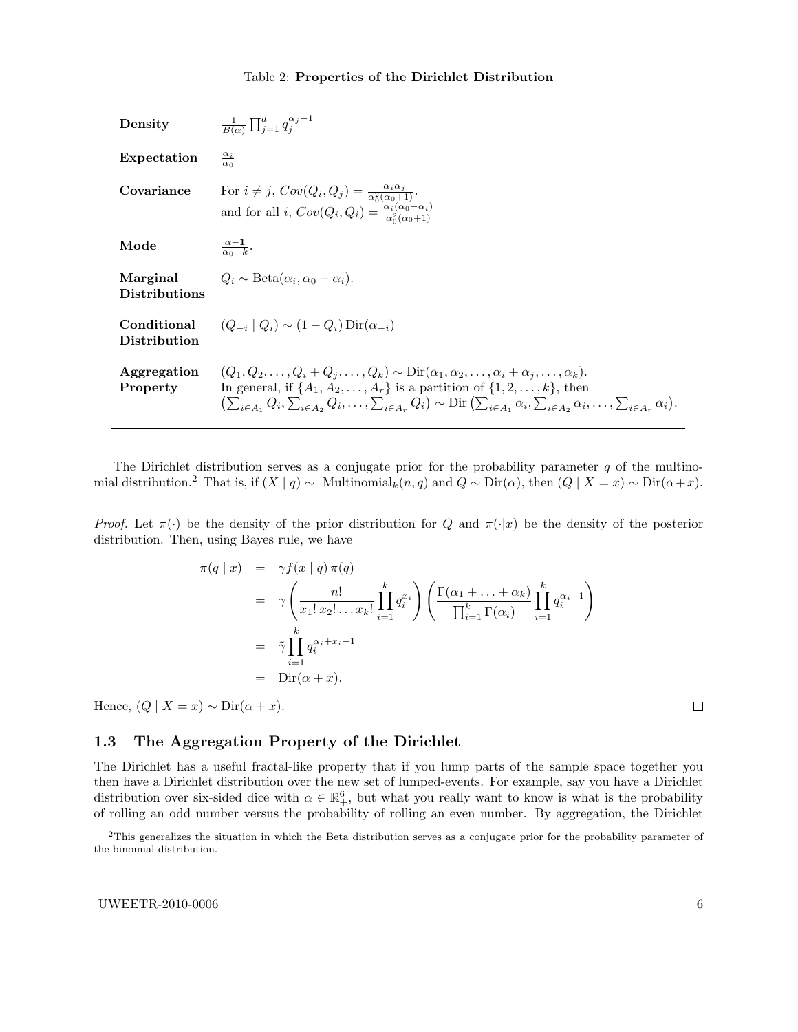Table 2: **Properties of the Dirichlet Distribution**

| | |
|---|---|
| **Density** | $\frac{1}{B(\alpha)} \prod_{j=1}^{d} q_j^{\alpha_j - 1}$ |
| **Expectation** | $\frac{\alpha_i}{\alpha_0}$ |
| **Covariance** | For $i \neq j$, $Cov(Q_i, Q_j) = \frac{-\alpha_i \alpha_j}{\alpha_0^2(\alpha_0+1)}$. and for all $i$, $Cov(Q_i, Q_i) = \frac{\alpha_i(\alpha_0 - \alpha_i)}{\alpha_0^2(\alpha_0+1)}$ |
| **Mode** | $\frac{\alpha - \mathbf{1}}{\alpha_0 - k}$. |
| **Marginal Distributions** | $Q_i \sim \text{Beta}(\alpha_i, \alpha_0 - \alpha_i)$. |
| **Conditional Distribution** | $(Q_{-i} \mid Q_i) \sim (1 - Q_i)\,\text{Dir}(\alpha_{-i})$ |
| **Aggregation Property** | $(Q_1, Q_2, \ldots, Q_i + Q_j, \ldots, Q_k) \sim \text{Dir}(\alpha_1, \alpha_2, \ldots, \alpha_i + \alpha_j, \ldots, \alpha_k)$. In general, if $\{A_1, A_2, \ldots, A_r\}$ is a partition of $\{1, 2, \ldots, k\}$, then $\left(\sum_{i \in A_1} Q_i, \sum_{i \in A_2} Q_i, \ldots, \sum_{i \in A_r} Q_i\right) \sim \text{Dir}\left(\sum_{i \in A_1} \alpha_i, \sum_{i \in A_2} \alpha_i, \ldots, \sum_{i \in A_r} \alpha_i\right)$. |

The Dirichlet distribution serves as a conjugate prior for the probability parameter $q$ of the multinomial distribution.[2] That is, if $(X \mid q) \sim$ Multinomial$_k(n, q)$ and $Q \sim \text{Dir}(\alpha)$, then $(Q \mid X = x) \sim \text{Dir}(\alpha + x)$.

*Proof.* Let $\pi(\cdot)$ be the density of the prior distribution for $Q$ and $\pi(\cdot|x)$ be the density of the posterior distribution. Then, using Bayes rule, we have

$$
\begin{aligned}
\pi(q \mid x) &= \gamma f(x \mid q)\, \pi(q) \\
&= \gamma \left( \frac{n!}{x_1!\, x_2! \ldots x_k!} \prod_{i=1}^{k} q_i^{x_i} \right) \left( \frac{\Gamma(\alpha_1 + \ldots + \alpha_k)}{\prod_{i=1}^{k} \Gamma(\alpha_i)} \prod_{i=1}^{k} q_i^{\alpha_i - 1} \right) \\
&= \tilde{\gamma} \prod_{i=1}^{k} q_i^{\alpha_i + x_i - 1} \\
&= \text{Dir}(\alpha + x).
\end{aligned}
$$

Hence, $(Q \mid X = x) \sim \text{Dir}(\alpha + x)$. □

### 1.3 The Aggregation Property of the Dirichlet

The Dirichlet has a useful fractal-like property that if you lump parts of the sample space together you then have a Dirichlet distribution over the new set of lumped-events. For example, say you have a Dirichlet distribution over six-sided dice with $\alpha \in \mathbb{R}_+^6$, but what you really want to know is what is the probability of rolling an odd number versus the probability of rolling an even number. By aggregation, the Dirichlet

[2] This generalizes the situation in which the Beta distribution serves as a conjugate prior for the probability parameter of the binomial distribution.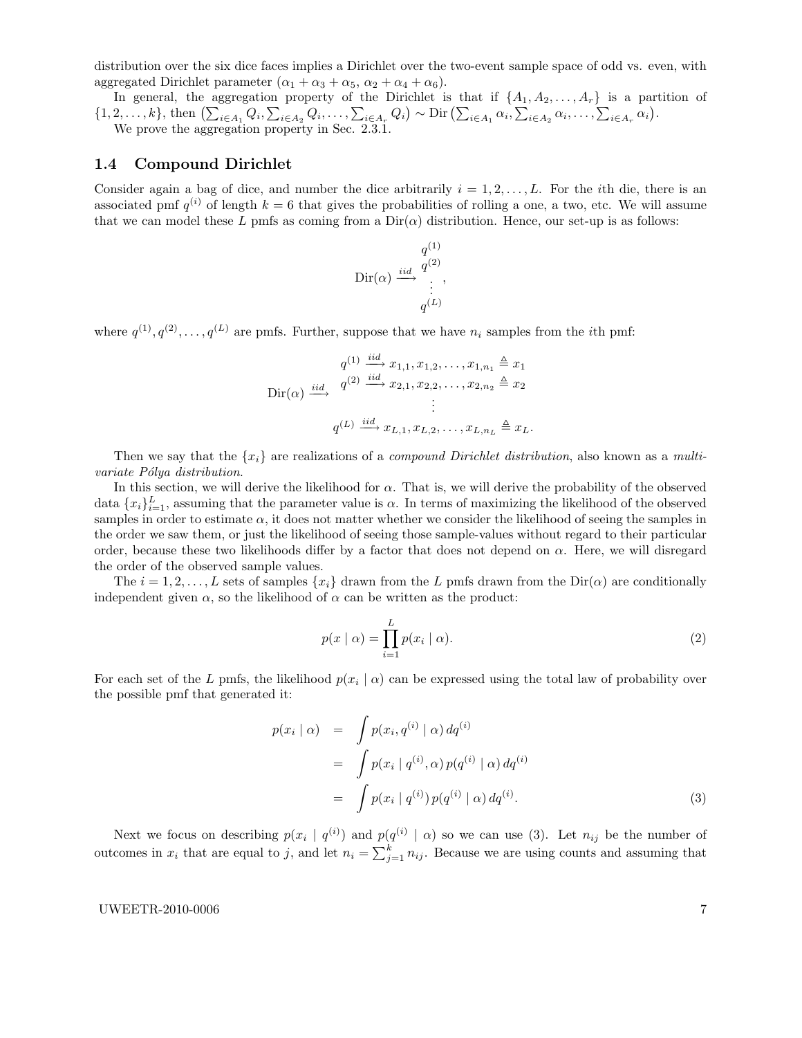distribution over the six dice faces implies a Dirichlet over the two-event sample space of odd vs. even, with aggregated Dirichlet parameter $(\alpha_1 + \alpha_3 + \alpha_5,\ \alpha_2 + \alpha_4 + \alpha_6)$.

In general, the aggregation property of the Dirichlet is that if $\{A_1, A_2, \ldots, A_r\}$ is a partition of $\{1, 2, \ldots, k\}$, then $\left(\sum_{i \in A_1} Q_i, \sum_{i \in A_2} Q_i, \ldots, \sum_{i \in A_r} Q_i\right) \sim \text{Dir}\left(\sum_{i \in A_1} \alpha_i, \sum_{i \in A_2} \alpha_i, \ldots, \sum_{i \in A_r} \alpha_i\right)$.

We prove the aggregation property in Sec. 2.3.1.

### 1.4 Compound Dirichlet

Consider again a bag of dice, and number the dice arbitrarily $i = 1, 2, \ldots, L$. For the $i$th die, there is an associated pmf $q^{(i)}$ of length $k = 6$ that gives the probabilities of rolling a one, a two, etc. We will assume that we can model these $L$ pmfs as coming from a $\text{Dir}(\alpha)$ distribution. Hence, our set-up is as follows:

$$\text{Dir}(\alpha) \xrightarrow{iid} \begin{array}{c} q^{(1)} \\ q^{(2)} \\ \vdots \\ q^{(L)} \end{array},$$

where $q^{(1)}, q^{(2)}, \ldots, q^{(L)}$ are pmfs. Further, suppose that we have $n_i$ samples from the $i$th pmf:

$$\text{Dir}(\alpha) \xrightarrow{iid} \begin{array}{l} q^{(1)} \xrightarrow{iid} x_{1,1}, x_{1,2}, \ldots, x_{1,n_1} \triangleq x_1 \\ q^{(2)} \xrightarrow{iid} x_{2,1}, x_{2,2}, \ldots, x_{2,n_2} \triangleq x_2 \\ \qquad\qquad \vdots \\ q^{(L)} \xrightarrow{iid} x_{L,1}, x_{L,2}, \ldots, x_{L,n_L} \triangleq x_L. \end{array}$$

Then we say that the $\{x_i\}$ are realizations of a *compound Dirichlet distribution*, also known as a *multivariate Pólya distribution*.

In this section, we will derive the likelihood for $\alpha$. That is, we will derive the probability of the observed data $\{x_i\}_{i=1}^{L}$, assuming that the parameter value is $\alpha$. In terms of maximizing the likelihood of the observed samples in order to estimate $\alpha$, it does not matter whether we consider the likelihood of seeing the samples in the order we saw them, or just the likelihood of seeing those sample-values without regard to their particular order, because these two likelihoods differ by a factor that does not depend on $\alpha$. Here, we will disregard the order of the observed sample values.

The $i = 1, 2, \ldots, L$ sets of samples $\{x_i\}$ drawn from the $L$ pmfs drawn from the $\text{Dir}(\alpha)$ are conditionally independent given $\alpha$, so the likelihood of $\alpha$ can be written as the product:

$$p(x \mid \alpha) = \prod_{i=1}^{L} p(x_i \mid \alpha). \tag{2}$$

For each set of the $L$ pmfs, the likelihood $p(x_i \mid \alpha)$ can be expressed using the total law of probability over the possible pmf that generated it:

$$\begin{aligned} p(x_i \mid \alpha) &= \int p(x_i, q^{(i)} \mid \alpha)\, dq^{(i)} \\ &= \int p(x_i \mid q^{(i)}, \alpha)\, p(q^{(i)} \mid \alpha)\, dq^{(i)} \\ &= \int p(x_i \mid q^{(i)})\, p(q^{(i)} \mid \alpha)\, dq^{(i)}. \end{aligned} \tag{3}$$

Next we focus on describing $p(x_i \mid q^{(i)})$ and $p(q^{(i)} \mid \alpha)$ so we can use (3). Let $n_{ij}$ be the number of outcomes in $x_i$ that are equal to $j$, and let $n_i = \sum_{j=1}^{k} n_{ij}$. Because we are using counts and assuming that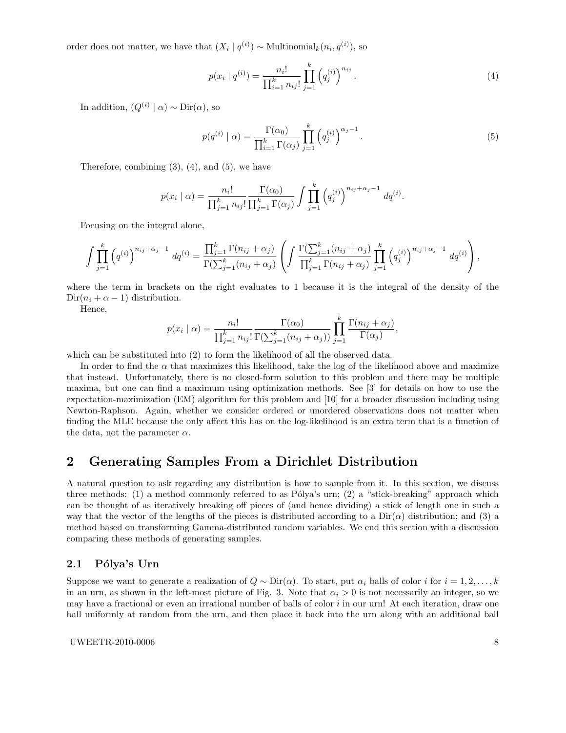order does not matter, we have that $(X_i \mid q^{(i)}) \sim \text{Multinomial}_k(n_i, q^{(i)})$, so

$$p(x_i \mid q^{(i)}) = \frac{n_i!}{\prod_{i=1}^{k} n_{ij}!} \prod_{j=1}^{k} \left(q_j^{(i)}\right)^{n_{ij}}. \tag{4}$$

In addition, $(Q^{(i)} \mid \alpha) \sim \text{Dir}(\alpha)$, so

$$p(q^{(i)} \mid \alpha) = \frac{\Gamma(\alpha_0)}{\prod_{i=1}^{k} \Gamma(\alpha_j)} \prod_{j=1}^{k} \left(q_j^{(i)}\right)^{\alpha_j - 1}. \tag{5}$$

Therefore, combining (3), (4), and (5), we have

$$p(x_i \mid \alpha) = \frac{n_i!}{\prod_{j=1}^{k} n_{ij}!} \frac{\Gamma(\alpha_0)}{\prod_{j=1}^{k} \Gamma(\alpha_j)} \int \prod_{j=1}^{k} \left(q_j^{(i)}\right)^{n_{ij}+\alpha_j-1} dq^{(i)}.$$

Focusing on the integral alone,

$$\int \prod_{j=1}^{k} \left(q^{(i)}\right)^{n_{ij}+\alpha_j-1} dq^{(i)} = \frac{\prod_{j=1}^{k} \Gamma(n_{ij}+\alpha_j)}{\Gamma(\sum_{j=1}^{k}(n_{ij}+\alpha_j)} \left( \int \frac{\Gamma(\sum_{j=1}^{k}(n_{ij}+\alpha_j)}{\prod_{j=1}^{k} \Gamma(n_{ij}+\alpha_j)} \prod_{j=1}^{k} \left(q_j^{(i)}\right)^{n_{ij}+\alpha_j-1} dq^{(i)} \right),$$

where the term in brackets on the right evaluates to 1 because it is the integral of the density of the $\text{Dir}(n_i + \alpha - 1)$ distribution.

Hence,

$$p(x_i \mid \alpha) = \frac{n_i!}{\prod_{j=1}^{k} n_{ij}!} \frac{\Gamma(\alpha_0)}{\Gamma(\sum_{j=1}^{k}(n_{ij}+\alpha_j))} \prod_{j=1}^{k} \frac{\Gamma(n_{ij}+\alpha_j)}{\Gamma(\alpha_j)},$$

which can be substituted into (2) to form the likelihood of all the observed data.

In order to find the $\alpha$ that maximizes this likelihood, take the log of the likelihood above and maximize that instead. Unfortunately, there is no closed-form solution to this problem and there may be multiple maxima, but one can find a maximum using optimization methods. See [3] for details on how to use the expectation-maximization (EM) algorithm for this problem and [10] for a broader discussion including using Newton-Raphson. Again, whether we consider ordered or unordered observations does not matter when finding the MLE because the only affect this has on the log-likelihood is an extra term that is a function of the data, not the parameter $\alpha$.

# 2 Generating Samples From a Dirichlet Distribution

A natural question to ask regarding any distribution is how to sample from it. In this section, we discuss three methods: (1) a method commonly referred to as Pólya's urn; (2) a "stick-breaking" approach which can be thought of as iteratively breaking off pieces of (and hence dividing) a stick of length one in such a way that the vector of the lengths of the pieces is distributed according to a $\text{Dir}(\alpha)$ distribution; and (3) a method based on transforming Gamma-distributed random variables. We end this section with a discussion comparing these methods of generating samples.

## 2.1 Pólya's Urn

Suppose we want to generate a realization of $Q \sim \text{Dir}(\alpha)$. To start, put $\alpha_i$ balls of color $i$ for $i = 1, 2, \ldots, k$ in an urn, as shown in the left-most picture of Fig. 3. Note that $\alpha_i > 0$ is not necessarily an integer, so we may have a fractional or even an irrational number of balls of color $i$ in our urn! At each iteration, draw one ball uniformly at random from the urn, and then place it back into the urn along with an additional ball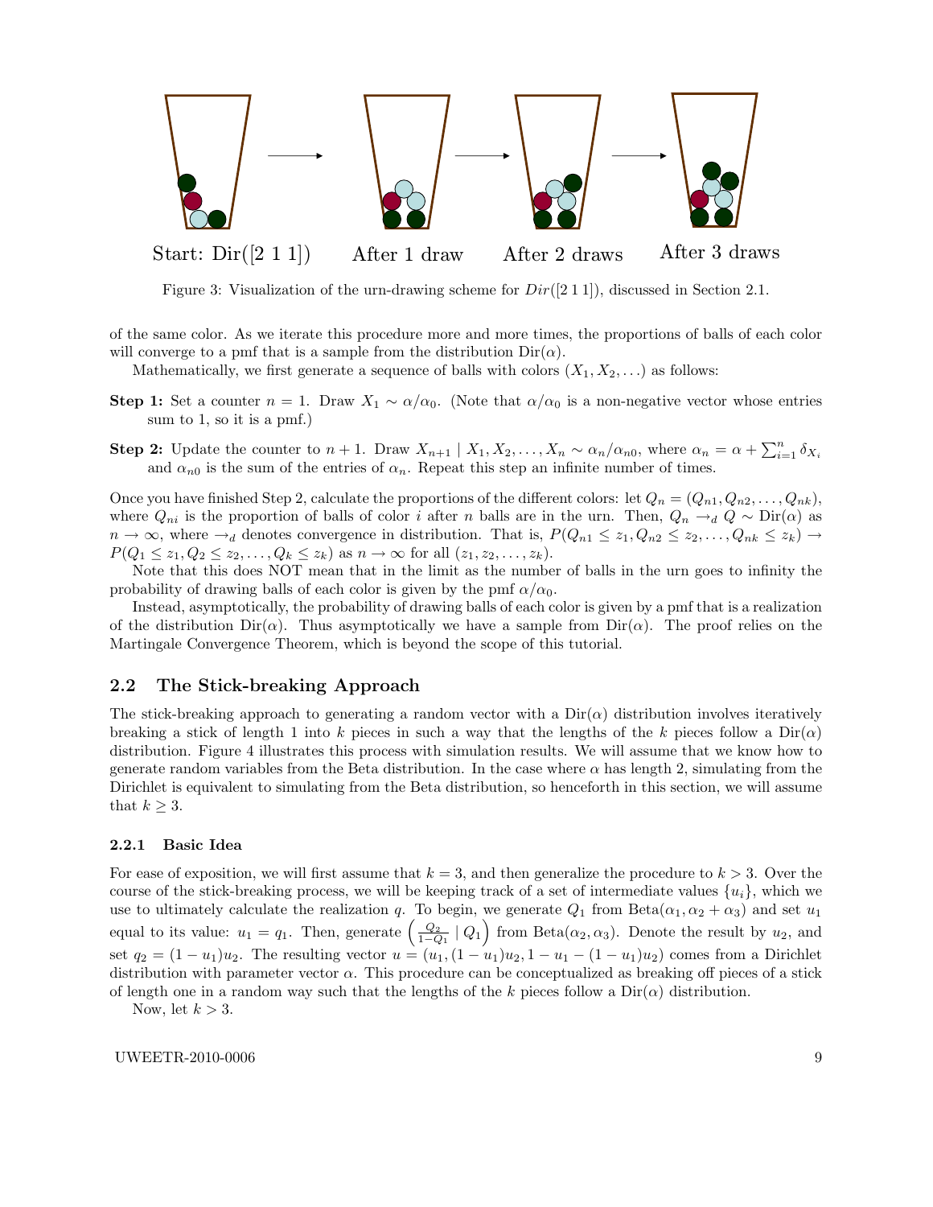Start: Dir([2 1 1]) After 1 draw After 2 draws After 3 draws

Figure 3: Visualization of the urn-drawing scheme for $Dir([2\ 1\ 1])$, discussed in Section 2.1.

of the same color. As we iterate this procedure more and more times, the proportions of balls of each color will converge to a pmf that is a sample from the distribution $\text{Dir}(\alpha)$.

Mathematically, we first generate a sequence of balls with colors $(X_1, X_2, \ldots)$ as follows:

**Step 1:** Set a counter $n = 1$. Draw $X_1 \sim \alpha/\alpha_0$. (Note that $\alpha/\alpha_0$ is a non-negative vector whose entries sum to 1, so it is a pmf.)

**Step 2:** Update the counter to $n + 1$. Draw $X_{n+1} \mid X_1, X_2, \ldots, X_n \sim \alpha_n/\alpha_{n0}$, where $\alpha_n = \alpha + \sum_{i=1}^{n} \delta_{X_i}$ and $\alpha_{n0}$ is the sum of the entries of $\alpha_n$. Repeat this step an infinite number of times.

Once you have finished Step 2, calculate the proportions of the different colors: let $Q_n = (Q_{n1}, Q_{n2}, \ldots, Q_{nk})$, where $Q_{ni}$ is the proportion of balls of color $i$ after $n$ balls are in the urn. Then, $Q_n \rightarrow_d Q \sim \text{Dir}(\alpha)$ as $n \rightarrow \infty$, where $\rightarrow_d$ denotes convergence in distribution. That is, $P(Q_{n1} \leq z_1, Q_{n2} \leq z_2, \ldots, Q_{nk} \leq z_k) \rightarrow P(Q_1 \leq z_1, Q_2 \leq z_2, \ldots, Q_k \leq z_k)$ as $n \rightarrow \infty$ for all $(z_1, z_2, \ldots, z_k)$.

Note that this does NOT mean that in the limit as the number of balls in the urn goes to infinity the probability of drawing balls of each color is given by the pmf $\alpha/\alpha_0$.

Instead, asymptotically, the probability of drawing balls of each color is given by a pmf that is a realization of the distribution $\text{Dir}(\alpha)$. Thus asymptotically we have a sample from $\text{Dir}(\alpha)$. The proof relies on the Martingale Convergence Theorem, which is beyond the scope of this tutorial.

## 2.2 The Stick-breaking Approach

The stick-breaking approach to generating a random vector with a $\text{Dir}(\alpha)$ distribution involves iteratively breaking a stick of length 1 into $k$ pieces in such a way that the lengths of the $k$ pieces follow a $\text{Dir}(\alpha)$ distribution. Figure 4 illustrates this process with simulation results. We will assume that we know how to generate random variables from the Beta distribution. In the case where $\alpha$ has length 2, simulating from the Dirichlet is equivalent to simulating from the Beta distribution, so henceforth in this section, we will assume that $k \geq 3$.

### 2.2.1 Basic Idea

For ease of exposition, we will first assume that $k = 3$, and then generalize the procedure to $k > 3$. Over the course of the stick-breaking process, we will be keeping track of a set of intermediate values $\{u_i\}$, which we use to ultimately calculate the realization $q$. To begin, we generate $Q_1$ from $\text{Beta}(\alpha_1, \alpha_2 + \alpha_3)$ and set $u_1$ equal to its value: $u_1 = q_1$. Then, generate $\left(\frac{Q_2}{1-Q_1} \mid Q_1\right)$ from $\text{Beta}(\alpha_2, \alpha_3)$. Denote the result by $u_2$, and set $q_2 = (1 - u_1)u_2$. The resulting vector $u = (u_1, (1 - u_1)u_2, 1 - u_1 - (1 - u_1)u_2)$ comes from a Dirichlet distribution with parameter vector $\alpha$. This procedure can be conceptualized as breaking off pieces of a stick of length one in a random way such that the lengths of the $k$ pieces follow a $\text{Dir}(\alpha)$ distribution.

Now, let $k > 3$.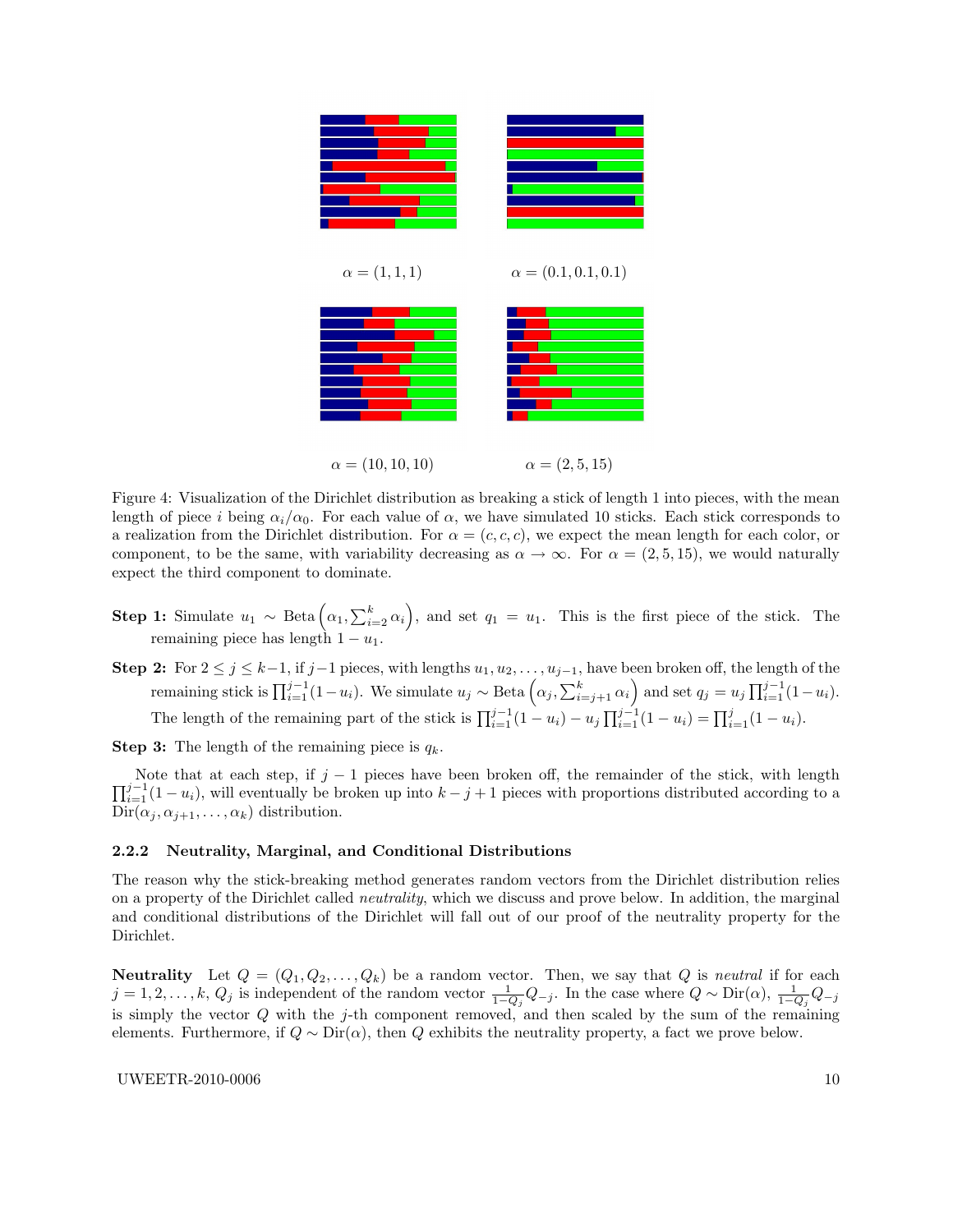$\alpha = (1, 1, 1)$ $\alpha = (0.1, 0.1, 0.1)$

$\alpha = (10, 10, 10)$ $\alpha = (2, 5, 15)$

Figure 4: Visualization of the Dirichlet distribution as breaking a stick of length 1 into pieces, with the mean length of piece $i$ being $\alpha_i/\alpha_0$. For each value of $\alpha$, we have simulated 10 sticks. Each stick corresponds to a realization from the Dirichlet distribution. For $\alpha = (c, c, c)$, we expect the mean length for each color, or component, to be the same, with variability decreasing as $\alpha \to \infty$. For $\alpha = (2, 5, 15)$, we would naturally expect the third component to dominate.

**Step 1:** Simulate $u_1 \sim \text{Beta}\left(\alpha_1, \sum_{i=2}^k \alpha_i\right)$, and set $q_1 = u_1$. This is the first piece of the stick. The remaining piece has length $1 - u_1$.

**Step 2:** For $2 \leq j \leq k-1$, if $j-1$ pieces, with lengths $u_1, u_2, \ldots, u_{j-1}$, have been broken off, the length of the remaining stick is $\prod_{i=1}^{j-1}(1-u_i)$. We simulate $u_j \sim \text{Beta}\left(\alpha_j, \sum_{i=j+1}^k \alpha_i\right)$ and set $q_j = u_j \prod_{i=1}^{j-1}(1-u_i)$. The length of the remaining part of the stick is $\prod_{i=1}^{j-1}(1-u_i) - u_j \prod_{i=1}^{j-1}(1-u_i) = \prod_{i=1}^{j}(1-u_i)$.

**Step 3:** The length of the remaining piece is $q_k$.

Note that at each step, if $j-1$ pieces have been broken off, the remainder of the stick, with length $\prod_{i=1}^{j-1}(1-u_i)$, will eventually be broken up into $k-j+1$ pieces with proportions distributed according to a $\text{Dir}(\alpha_j, \alpha_{j+1}, \ldots, \alpha_k)$ distribution.

### 2.2.2 Neutrality, Marginal, and Conditional Distributions

The reason why the stick-breaking method generates random vectors from the Dirichlet distribution relies on a property of the Dirichlet called *neutrality*, which we discuss and prove below. In addition, the marginal and conditional distributions of the Dirichlet will fall out of our proof of the neutrality property for the Dirichlet.

**Neutrality** Let $Q = (Q_1, Q_2, \ldots, Q_k)$ be a random vector. Then, we say that $Q$ is *neutral* if for each $j = 1, 2, \ldots, k$, $Q_j$ is independent of the random vector $\frac{1}{1-Q_j}Q_{-j}$. In the case where $Q \sim \text{Dir}(\alpha)$, $\frac{1}{1-Q_j}Q_{-j}$ is simply the vector $Q$ with the $j$-th component removed, and then scaled by the sum of the remaining elements. Furthermore, if $Q \sim \text{Dir}(\alpha)$, then $Q$ exhibits the neutrality property, a fact we prove below.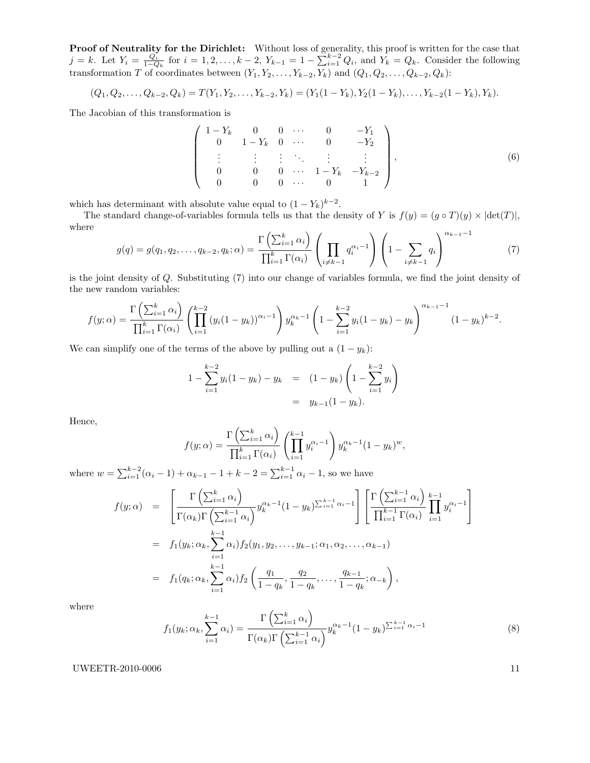**Proof of Neutrality for the Dirichlet:** Without loss of generality, this proof is written for the case that $j = k$. Let $Y_i = \frac{Q_i}{1-Q_k}$ for $i = 1, 2, \ldots, k-2$, $Y_{k-1} = 1 - \sum_{i=1}^{k-2} Q_i$, and $Y_k = Q_k$. Consider the following transformation $T$ of coordinates between $(Y_1, Y_2, \ldots, Y_{k-2}, Y_k)$ and $(Q_1, Q_2, \ldots, Q_{k-2}, Q_k)$:

$$(Q_1, Q_2, \ldots, Q_{k-2}, Q_k) = T(Y_1, Y_2, \ldots, Y_{k-2}, Y_k) = (Y_1(1-Y_k), Y_2(1-Y_k), \ldots, Y_{k-2}(1-Y_k), Y_k).$$

The Jacobian of this transformation is

$$\begin{pmatrix} 1-Y_k & 0 & 0 & \cdots & 0 & -Y_1 \\ 0 & 1-Y_k & 0 & \cdots & 0 & -Y_2 \\ \vdots & \vdots & \vdots & \ddots & \vdots & \vdots \\ 0 & 0 & 0 & \cdots & 1-Y_k & -Y_{k-2} \\ 0 & 0 & 0 & \cdots & 0 & 1 \end{pmatrix}, \tag{6}$$

which has determinant with absolute value equal to $(1-Y_k)^{k-2}$.

The standard change-of-variables formula tells us that the density of $Y$ is $f(y) = (g \circ T)(y) \times |\det(T)|$, where

$$g(q) = g(q_1, q_2, \ldots, q_{k-2}, q_k; \alpha) = \frac{\Gamma\left(\sum_{i=1}^k \alpha_i\right)}{\prod_{i=1}^k \Gamma(\alpha_i)} \left(\prod_{i \neq k-1} q_i^{\alpha_i - 1}\right) \left(1 - \sum_{i \neq k-1} q_i\right)^{\alpha_{k-1}-1} \tag{7}$$

is the joint density of $Q$. Substituting (7) into our change of variables formula, we find the joint density of the new random variables:

$$f(y;\alpha) = \frac{\Gamma\left(\sum_{i=1}^k \alpha_i\right)}{\prod_{i=1}^k \Gamma(\alpha_i)} \left(\prod_{i=1}^{k-2} (y_i(1-y_k))^{\alpha_i - 1}\right) y_k^{\alpha_k - 1} \left(1 - \sum_{i=1}^{k-2} y_i(1-y_k) - y_k\right)^{\alpha_{k-1}-1} (1-y_k)^{k-2}.$$

We can simplify one of the terms of the above by pulling out a $(1-y_k)$:

$$\begin{aligned} 1 - \sum_{i=1}^{k-2} y_i(1-y_k) - y_k &= (1-y_k)\left(1 - \sum_{i=1}^{k-2} y_i\right) \\ &= y_{k-1}(1-y_k). \end{aligned}$$

Hence,

$$f(y;\alpha) = \frac{\Gamma\left(\sum_{i=1}^k \alpha_i\right)}{\prod_{i=1}^k \Gamma(\alpha_i)} \left(\prod_{i=1}^{k-1} y_i^{\alpha_i - 1}\right) y_k^{\alpha_k - 1}(1-y_k)^w,$$

where $w = \sum_{i=1}^{k-2}(\alpha_i - 1) + \alpha_{k-1} - 1 + k - 2 = \sum_{i=1}^{k-1} \alpha_i - 1$, so we have

$$\begin{aligned} f(y;\alpha) &= \left[\frac{\Gamma\left(\sum_{i=1}^k \alpha_i\right)}{\Gamma(\alpha_k)\Gamma\left(\sum_{i=1}^{k-1} \alpha_i\right)} y_k^{\alpha_k - 1}(1-y_k)^{\sum_{i=1}^{k-1} \alpha_i - 1}\right] \left[\frac{\Gamma\left(\sum_{i=1}^{k-1} \alpha_i\right)}{\prod_{i=1}^{k-1} \Gamma(\alpha_i)} \prod_{i=1}^{k-1} y_i^{\alpha_i - 1}\right] \\ &= f_1(y_k; \alpha_k, \sum_{i=1}^{k-1} \alpha_i) f_2(y_1, y_2, \ldots, y_{k-1}; \alpha_1, \alpha_2, \ldots, \alpha_{k-1}) \\ &= f_1(q_k; \alpha_k, \sum_{i=1}^{k-1} \alpha_i) f_2\left(\frac{q_1}{1-q_k}, \frac{q_2}{1-q_k}, \ldots, \frac{q_{k-1}}{1-q_k}; \alpha_{-k}\right), \end{aligned}$$

where

$$f_1(y_k; \alpha_k, \sum_{i=1}^{k-1} \alpha_i) = \frac{\Gamma\left(\sum_{i=1}^k \alpha_i\right)}{\Gamma(\alpha_k)\Gamma\left(\sum_{i=1}^{k-1} \alpha_i\right)} y_k^{\alpha_k - 1}(1-y_k)^{\sum_{i=1}^{k-1} \alpha_i - 1} \tag{8}$$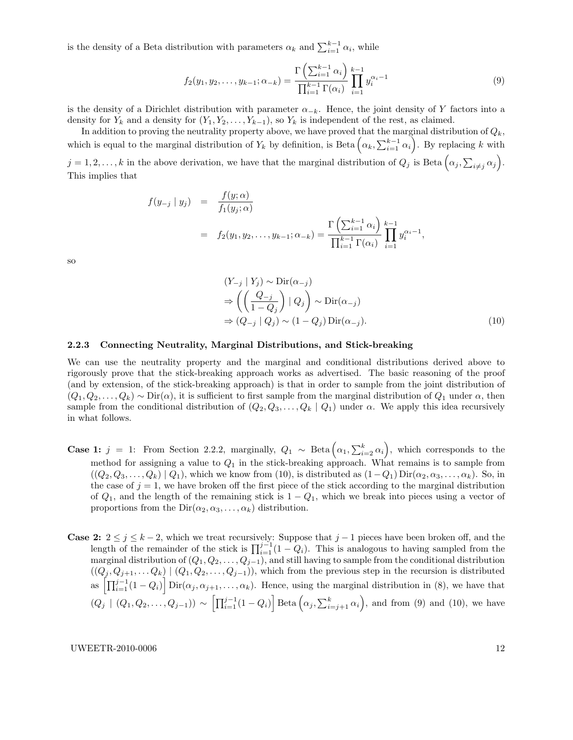is the density of a Beta distribution with parameters $\alpha_k$ and $\sum_{i=1}^{k-1} \alpha_i$, while

$$f_2(y_1, y_2, \ldots, y_{k-1}; \alpha_{-k}) = \frac{\Gamma\left(\sum_{i=1}^{k-1} \alpha_i\right)}{\prod_{i=1}^{k-1} \Gamma(\alpha_i)} \prod_{i=1}^{k-1} y_i^{\alpha_i - 1} \tag{9}$$

is the density of a Dirichlet distribution with parameter $\alpha_{-k}$. Hence, the joint density of $Y$ factors into a density for $Y_k$ and a density for $(Y_1, Y_2, \ldots, Y_{k-1})$, so $Y_k$ is independent of the rest, as claimed.

In addition to proving the neutrality property above, we have proved that the marginal distribution of $Q_k$, which is equal to the marginal distribution of $Y_k$ by definition, is Beta $\left(\alpha_k, \sum_{i=1}^{k-1} \alpha_i\right)$. By replacing $k$ with $j = 1, 2, \ldots, k$ in the above derivation, we have that the marginal distribution of $Q_j$ is Beta $\left(\alpha_j, \sum_{i \neq j} \alpha_j\right)$. This implies that

$$\begin{aligned}
f(y_{-j} \mid y_j) &= \frac{f(y; \alpha)}{f_1(y_j; \alpha)} \\
&= f_2(y_1, y_2, \ldots, y_{k-1}; \alpha_{-k}) = \frac{\Gamma\left(\sum_{i=1}^{k-1} \alpha_i\right)}{\prod_{i=1}^{k-1} \Gamma(\alpha_i)} \prod_{i=1}^{k-1} y_i^{\alpha_i - 1},
\end{aligned}$$

so

$$\begin{aligned}
&(Y_{-j} \mid Y_j) \sim \mathrm{Dir}(\alpha_{-j}) \\
&\Rightarrow \left( \left( \frac{Q_{-j}}{1 - Q_j} \right) \mid Q_j \right) \sim \mathrm{Dir}(\alpha_{-j}) \\
&\Rightarrow (Q_{-j} \mid Q_j) \sim (1 - Q_j) \, \mathrm{Dir}(\alpha_{-j}).
\end{aligned} \tag{10}$$

### 2.2.3 Connecting Neutrality, Marginal Distributions, and Stick-breaking

We can use the neutrality property and the marginal and conditional distributions derived above to rigorously prove that the stick-breaking approach works as advertised. The basic reasoning of the proof (and by extension, of the stick-breaking approach) is that in order to sample from the joint distribution of $(Q_1, Q_2, \ldots, Q_k) \sim \mathrm{Dir}(\alpha)$, it is sufficient to first sample from the marginal distribution of $Q_1$ under $\alpha$, then sample from the conditional distribution of $(Q_2, Q_3, \ldots, Q_k \mid Q_1)$ under $\alpha$. We apply this idea recursively in what follows.

**Case 1:** $j = 1$: From Section 2.2.2, marginally, $Q_1 \sim$ Beta $\left(\alpha_1, \sum_{i=2}^{k} \alpha_i\right)$, which corresponds to the method for assigning a value to $Q_1$ in the stick-breaking approach. What remains is to sample from $((Q_2, Q_3, \ldots, Q_k) \mid Q_1)$, which we know from (10), is distributed as $(1 - Q_1)\,\mathrm{Dir}(\alpha_2, \alpha_3, \ldots, \alpha_k)$. So, in the case of $j = 1$, we have broken off the first piece of the stick according to the marginal distribution of $Q_1$, and the length of the remaining stick is $1 - Q_1$, which we break into pieces using a vector of proportions from the $\mathrm{Dir}(\alpha_2, \alpha_3, \ldots, \alpha_k)$ distribution.

**Case 2:** $2 \leq j \leq k - 2$, which we treat recursively: Suppose that $j - 1$ pieces have been broken off, and the length of the remainder of the stick is $\prod_{i=1}^{j-1}(1 - Q_i)$. This is analogous to having sampled from the marginal distribution of $(Q_1, Q_2, \ldots, Q_{j-1})$, and still having to sample from the conditional distribution $((Q_j, Q_{j+1}, \ldots Q_k) \mid (Q_1, Q_2, \ldots, Q_{j-1}))$, which from the previous step in the recursion is distributed as $\left[\prod_{i=1}^{j-1}(1 - Q_i)\right] \mathrm{Dir}(\alpha_j, \alpha_{j+1}, \ldots, \alpha_k)$. Hence, using the marginal distribution in (8), we have that $(Q_j \mid (Q_1, Q_2, \ldots, Q_{j-1})) \sim \left[\prod_{i=1}^{j-1}(1 - Q_i)\right]$ Beta $\left(\alpha_j, \sum_{i=j+1}^{k} \alpha_i\right)$, and from (9) and (10), we have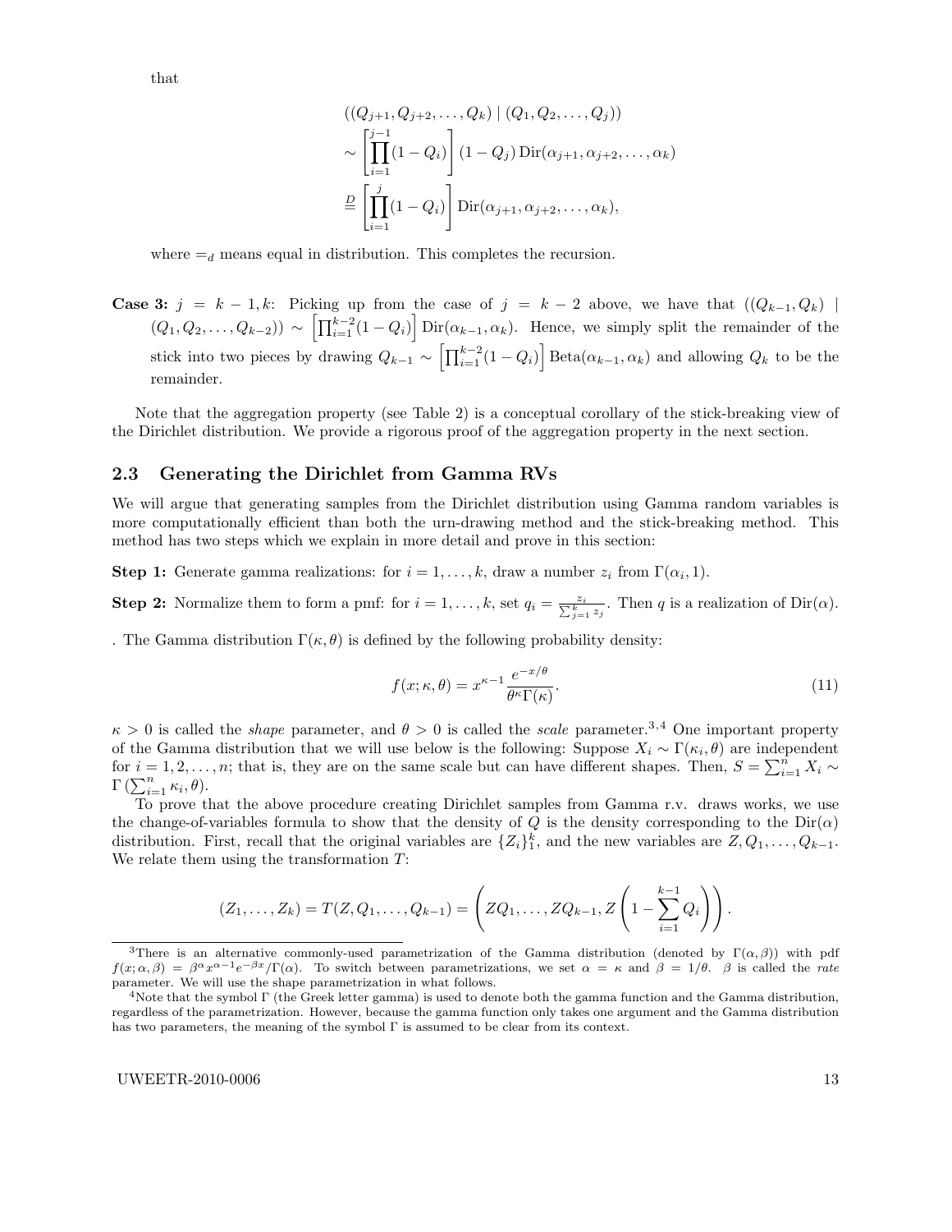that

$$
\begin{aligned}
&((Q_{j+1}, Q_{j+2}, \ldots, Q_k) \mid (Q_1, Q_2, \ldots, Q_j)) \\
&\sim \left[\prod_{i=1}^{j-1}(1-Q_i)\right](1-Q_j)\,\text{Dir}(\alpha_{j+1}, \alpha_{j+2}, \ldots, \alpha_k) \\
&\overset{D}{=} \left[\prod_{i=1}^{j}(1-Q_i)\right]\text{Dir}(\alpha_{j+1}, \alpha_{j+2}, \ldots, \alpha_k),
\end{aligned}
$$

where $=_d$ means equal in distribution. This completes the recursion.

**Case 3:** $j = k-1, k$: Picking up from the case of $j = k-2$ above, we have that $((Q_{k-1}, Q_k) \mid (Q_1, Q_2, \ldots, Q_{k-2})) \sim \left[\prod_{i=1}^{k-2}(1-Q_i)\right]\text{Dir}(\alpha_{k-1}, \alpha_k)$. Hence, we simply split the remainder of the stick into two pieces by drawing $Q_{k-1} \sim \left[\prod_{i=1}^{k-2}(1-Q_i)\right]\text{Beta}(\alpha_{k-1}, \alpha_k)$ and allowing $Q_k$ to be the remainder.

Note that the aggregation property (see Table 2) is a conceptual corollary of the stick-breaking view of the Dirichlet distribution. We provide a rigorous proof of the aggregation property in the next section.

### 2.3 Generating the Dirichlet from Gamma RVs

We will argue that generating samples from the Dirichlet distribution using Gamma random variables is more computationally efficient than both the urn-drawing method and the stick-breaking method. This method has two steps which we explain in more detail and prove in this section:

**Step 1:** Generate gamma realizations: for $i = 1, \ldots, k$, draw a number $z_i$ from $\Gamma(\alpha_i, 1)$.

**Step 2:** Normalize them to form a pmf: for $i = 1, \ldots, k$, set $q_i = \frac{z_i}{\sum_{j=1}^{k} z_j}$. Then $q$ is a realization of $\text{Dir}(\alpha)$.

. The Gamma distribution $\Gamma(\kappa, \theta)$ is defined by the following probability density:

$$
f(x; \kappa, \theta) = x^{\kappa-1}\frac{e^{-x/\theta}}{\theta^{\kappa}\Gamma(\kappa)}. \tag{11}
$$

$\kappa > 0$ is called the *shape* parameter, and $\theta > 0$ is called the *scale* parameter.[3,4] One important property of the Gamma distribution that we will use below is the following: Suppose $X_i \sim \Gamma(\kappa_i, \theta)$ are independent for $i = 1, 2, \ldots, n$; that is, they are on the same scale but can have different shapes. Then, $S = \sum_{i=1}^{n} X_i \sim \Gamma\left(\sum_{i=1}^{n} \kappa_i, \theta\right)$.

To prove that the above procedure creating Dirichlet samples from Gamma r.v. draws works, we use the change-of-variables formula to show that the density of $Q$ is the density corresponding to the $\text{Dir}(\alpha)$ distribution. First, recall that the original variables are $\{Z_i\}_1^k$, and the new variables are $Z, Q_1, \ldots, Q_{k-1}$. We relate them using the transformation $T$:

$$
(Z_1, \ldots, Z_k) = T(Z, Q_1, \ldots, Q_{k-1}) = \left(ZQ_1, \ldots, ZQ_{k-1}, Z\left(1 - \sum_{i=1}^{k-1} Q_i\right)\right).
$$

[3]There is an alternative commonly-used parametrization of the Gamma distribution (denoted by $\Gamma(\alpha, \beta)$) with pdf $f(x; \alpha, \beta) = \beta^{\alpha}x^{\alpha-1}e^{-\beta x}/\Gamma(\alpha)$. To switch between parametrizations, we set $\alpha = \kappa$ and $\beta = 1/\theta$. $\beta$ is called the *rate* parameter. We will use the shape parametrization in what follows.

[4]Note that the symbol $\Gamma$ (the Greek letter gamma) is used to denote both the gamma function and the Gamma distribution, regardless of the parametrization. However, because the gamma function only takes one argument and the Gamma distribution has two parameters, the meaning of the symbol $\Gamma$ is assumed to be clear from its context.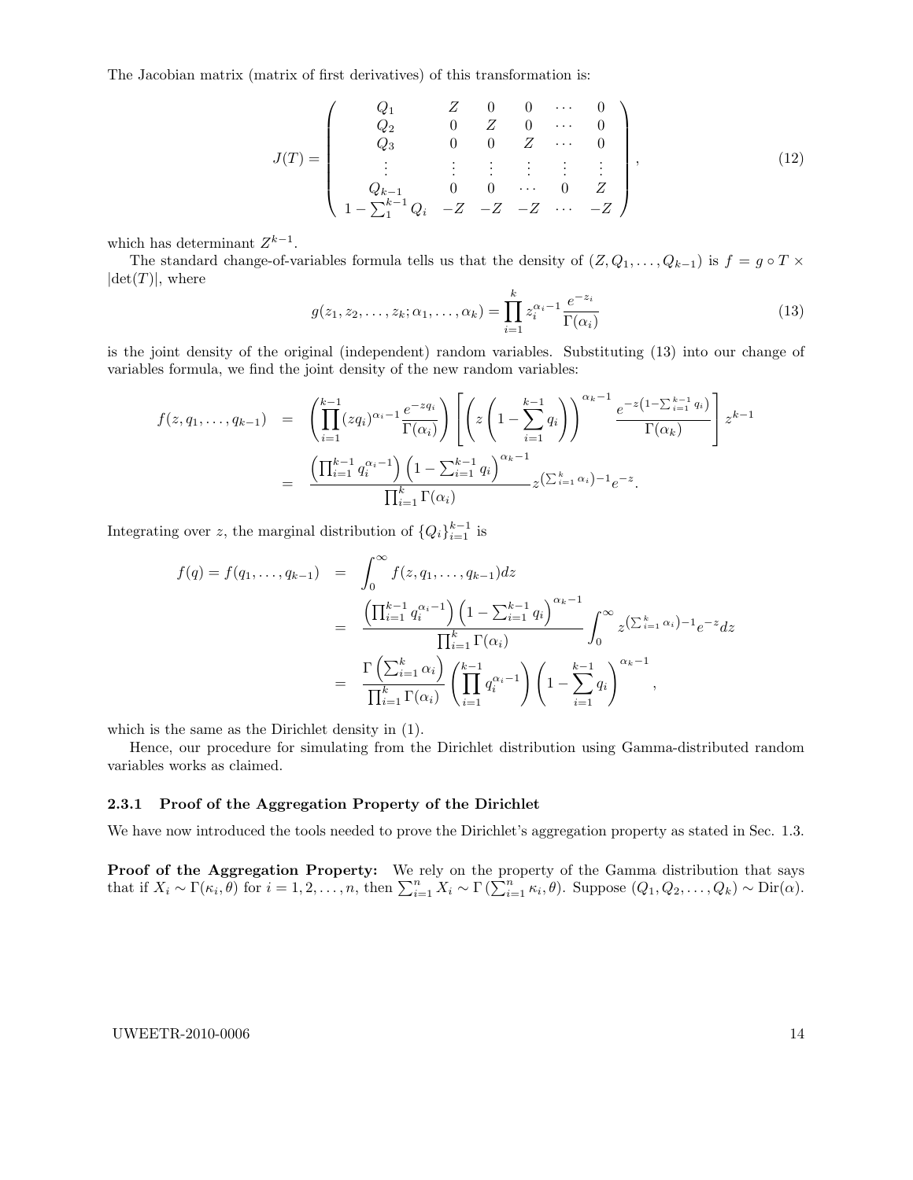The Jacobian matrix (matrix of first derivatives) of this transformation is:

$$J(T) = \begin{pmatrix} Q_1 & Z & 0 & 0 & \cdots & 0 \\ Q_2 & 0 & Z & 0 & \cdots & 0 \\ Q_3 & 0 & 0 & Z & \cdots & 0 \\ \vdots & \vdots & \vdots & \vdots & \vdots & \vdots \\ Q_{k-1} & 0 & 0 & \cdots & 0 & Z \\ 1 - \sum_1^{k-1} Q_i & -Z & -Z & -Z & \cdots & -Z \end{pmatrix}, \tag{12}$$

which has determinant $Z^{k-1}$.

The standard change-of-variables formula tells us that the density of $(Z, Q_1, \ldots, Q_{k-1})$ is $f = g \circ T \times |\det(T)|$, where

$$g(z_1, z_2, \ldots, z_k; \alpha_1, \ldots, \alpha_k) = \prod_{i=1}^{k} z_i^{\alpha_i - 1} \frac{e^{-z_i}}{\Gamma(\alpha_i)} \tag{13}$$

is the joint density of the original (independent) random variables. Substituting (13) into our change of variables formula, we find the joint density of the new random variables:

$$\begin{aligned} f(z, q_1, \ldots, q_{k-1}) &= \left( \prod_{i=1}^{k-1} (zq_i)^{\alpha_i - 1} \frac{e^{-zq_i}}{\Gamma(\alpha_i)} \right) \left[ \left( z \left( 1 - \sum_{i=1}^{k-1} q_i \right) \right)^{\alpha_k - 1} \frac{e^{-z\left(1 - \sum_{i=1}^{k-1} q_i\right)}}{\Gamma(\alpha_k)} \right] z^{k-1} \\ &= \frac{\left( \prod_{i=1}^{k-1} q_i^{\alpha_i - 1} \right) \left( 1 - \sum_{i=1}^{k-1} q_i \right)^{\alpha_k - 1}}{\prod_{i=1}^{k} \Gamma(\alpha_i)} z^{\left(\sum_{i=1}^{k} \alpha_i\right) - 1} e^{-z}. \end{aligned}$$

Integrating over $z$, the marginal distribution of $\{Q_i\}_{i=1}^{k-1}$ is

$$\begin{aligned} f(q) = f(q_1, \ldots, q_{k-1}) &= \int_0^\infty f(z, q_1, \ldots, q_{k-1}) dz \\ &= \frac{\left( \prod_{i=1}^{k-1} q_i^{\alpha_i - 1} \right) \left( 1 - \sum_{i=1}^{k-1} q_i \right)^{\alpha_k - 1}}{\prod_{i=1}^{k} \Gamma(\alpha_i)} \int_0^\infty z^{\left(\sum_{i=1}^{k} \alpha_i\right) - 1} e^{-z} dz \\ &= \frac{\Gamma\left( \sum_{i=1}^{k} \alpha_i \right)}{\prod_{i=1}^{k} \Gamma(\alpha_i)} \left( \prod_{i=1}^{k-1} q_i^{\alpha_i - 1} \right) \left( 1 - \sum_{i=1}^{k-1} q_i \right)^{\alpha_k - 1}, \end{aligned}$$

which is the same as the Dirichlet density in (1).

Hence, our procedure for simulating from the Dirichlet distribution using Gamma-distributed random variables works as claimed.

### 2.3.1 Proof of the Aggregation Property of the Dirichlet

We have now introduced the tools needed to prove the Dirichlet's aggregation property as stated in Sec. 1.3.

**Proof of the Aggregation Property:** We rely on the property of the Gamma distribution that says that if $X_i \sim \Gamma(\kappa_i, \theta)$ for $i = 1, 2, \ldots, n$, then $\sum_{i=1}^{n} X_i \sim \Gamma\left(\sum_{i=1}^{n} \kappa_i, \theta\right)$. Suppose $(Q_1, Q_2, \ldots, Q_k) \sim \text{Dir}(\alpha)$.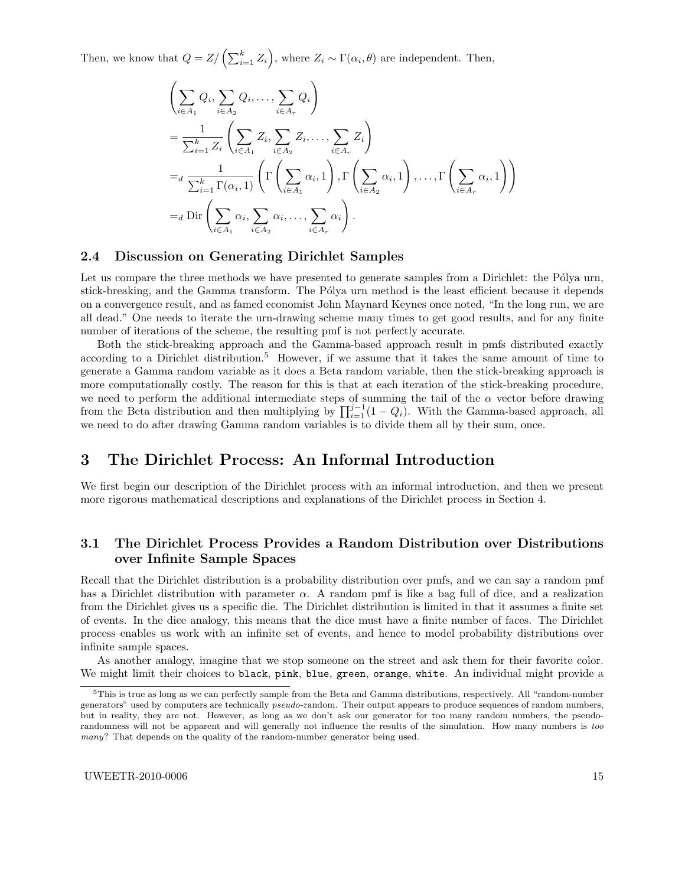Then, we know that $Q = Z / \left(\sum_{i=1}^{k} Z_i\right)$, where $Z_i \sim \Gamma(\alpha_i, \theta)$ are independent. Then,

$$
\begin{aligned}
&\left(\sum_{i \in A_1} Q_i, \sum_{i \in A_2} Q_i, \ldots, \sum_{i \in A_r} Q_i\right) \\
&= \frac{1}{\sum_{i=1}^{k} Z_i} \left(\sum_{i \in A_1} Z_i, \sum_{i \in A_2} Z_i, \ldots, \sum_{i \in A_r} Z_i\right) \\
&=_d \frac{1}{\sum_{i=1}^{k} \Gamma(\alpha_i, 1)} \left(\Gamma\left(\sum_{i \in A_1} \alpha_i, 1\right), \Gamma\left(\sum_{i \in A_2} \alpha_i, 1\right), \ldots, \Gamma\left(\sum_{i \in A_r} \alpha_i, 1\right)\right) \\
&=_d \text{Dir}\left(\sum_{i \in A_1} \alpha_i, \sum_{i \in A_2} \alpha_i, \ldots, \sum_{i \in A_r} \alpha_i\right).
\end{aligned}
$$

### 2.4 Discussion on Generating Dirichlet Samples

Let us compare the three methods we have presented to generate samples from a Dirichlet: the Pólya urn, stick-breaking, and the Gamma transform. The Pólya urn method is the least efficient because it depends on a convergence result, and as famed economist John Maynard Keynes once noted, "In the long run, we are all dead." One needs to iterate the urn-drawing scheme many times to get good results, and for any finite number of iterations of the scheme, the resulting pmf is not perfectly accurate.

Both the stick-breaking approach and the Gamma-based approach result in pmfs distributed exactly according to a Dirichlet distribution.[5] However, if we assume that it takes the same amount of time to generate a Gamma random variable as it does a Beta random variable, then the stick-breaking approach is more computationally costly. The reason for this is that at each iteration of the stick-breaking procedure, we need to perform the additional intermediate steps of summing the tail of the $\alpha$ vector before drawing from the Beta distribution and then multiplying by $\prod_{i=1}^{j-1}(1 - Q_i)$. With the Gamma-based approach, all we need to do after drawing Gamma random variables is to divide them all by their sum, once.

## 3 The Dirichlet Process: An Informal Introduction

We first begin our description of the Dirichlet process with an informal introduction, and then we present more rigorous mathematical descriptions and explanations of the Dirichlet process in Section 4.

### 3.1 The Dirichlet Process Provides a Random Distribution over Distributions over Infinite Sample Spaces

Recall that the Dirichlet distribution is a probability distribution over pmfs, and we can say a random pmf has a Dirichlet distribution with parameter $\alpha$. A random pmf is like a bag full of dice, and a realization from the Dirichlet gives us a specific die. The Dirichlet distribution is limited in that it assumes a finite set of events. In the dice analogy, this means that the dice must have a finite number of faces. The Dirichlet process enables us work with an infinite set of events, and hence to model probability distributions over infinite sample spaces.

As another analogy, imagine that we stop someone on the street and ask them for their favorite color. We might limit their choices to `black`, `pink`, `blue`, `green`, `orange`, `white`. An individual might provide a

[5] This is true as long as we can perfectly sample from the Beta and Gamma distributions, respectively. All "random-number generators" used by computers are technically *pseudo*-random. Their output appears to produce sequences of random numbers, but in reality, they are not. However, as long as we don't ask our generator for too many random numbers, the pseudo-randomness will not be apparent and will generally not influence the results of the simulation. How many numbers is *too many*? That depends on the quality of the random-number generator being used.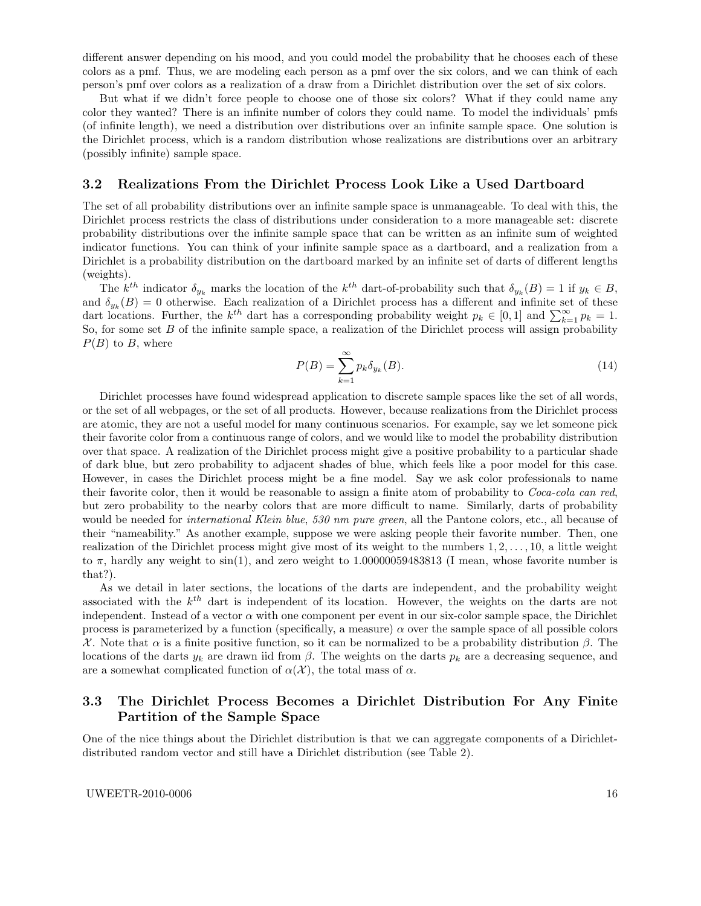different answer depending on his mood, and you could model the probability that he chooses each of these colors as a pmf. Thus, we are modeling each person as a pmf over the six colors, and we can think of each person's pmf over colors as a realization of a draw from a Dirichlet distribution over the set of six colors.

But what if we didn't force people to choose one of those six colors? What if they could name any color they wanted? There is an infinite number of colors they could name. To model the individuals' pmfs (of infinite length), we need a distribution over distributions over an infinite sample space. One solution is the Dirichlet process, which is a random distribution whose realizations are distributions over an arbitrary (possibly infinite) sample space.

### 3.2 Realizations From the Dirichlet Process Look Like a Used Dartboard

The set of all probability distributions over an infinite sample space is unmanageable. To deal with this, the Dirichlet process restricts the class of distributions under consideration to a more manageable set: discrete probability distributions over the infinite sample space that can be written as an infinite sum of weighted indicator functions. You can think of your infinite sample space as a dartboard, and a realization from a Dirichlet is a probability distribution on the dartboard marked by an infinite set of darts of different lengths (weights).

The $k^{th}$ indicator $\delta_{y_k}$ marks the location of the $k^{th}$ dart-of-probability such that $\delta_{y_k}(B) = 1$ if $y_k \in B$, and $\delta_{y_k}(B) = 0$ otherwise. Each realization of a Dirichlet process has a different and infinite set of these dart locations. Further, the $k^{th}$ dart has a corresponding probability weight $p_k \in [0, 1]$ and $\sum_{k=1}^{\infty} p_k = 1$. So, for some set $B$ of the infinite sample space, a realization of the Dirichlet process will assign probability $P(B)$ to $B$, where

$$P(B) = \sum_{k=1}^{\infty} p_k \delta_{y_k}(B). \tag{14}$$

Dirichlet processes have found widespread application to discrete sample spaces like the set of all words, or the set of all webpages, or the set of all products. However, because realizations from the Dirichlet process are atomic, they are not a useful model for many continuous scenarios. For example, say we let someone pick their favorite color from a continuous range of colors, and we would like to model the probability distribution over that space. A realization of the Dirichlet process might give a positive probability to a particular shade of dark blue, but zero probability to adjacent shades of blue, which feels like a poor model for this case. However, in cases the Dirichlet process might be a fine model. Say we ask color professionals to name their favorite color, then it would be reasonable to assign a finite atom of probability to *Coca-cola can red*, but zero probability to the nearby colors that are more difficult to name. Similarly, darts of probability would be needed for *international Klein blue*, *530 nm pure green*, all the Pantone colors, etc., all because of their "nameability." As another example, suppose we were asking people their favorite number. Then, one realization of the Dirichlet process might give most of its weight to the numbers $1, 2, \ldots, 10$, a little weight to $\pi$, hardly any weight to $\sin(1)$, and zero weight to 1.00000059483813 (I mean, whose favorite number is that?).

As we detail in later sections, the locations of the darts are independent, and the probability weight associated with the $k^{th}$ dart is independent of its location. However, the weights on the darts are not independent. Instead of a vector $\alpha$ with one component per event in our six-color sample space, the Dirichlet process is parameterized by a function (specifically, a measure) $\alpha$ over the sample space of all possible colors $\mathcal{X}$. Note that $\alpha$ is a finite positive function, so it can be normalized to be a probability distribution $\beta$. The locations of the darts $y_k$ are drawn iid from $\beta$. The weights on the darts $p_k$ are a decreasing sequence, and are a somewhat complicated function of $\alpha(\mathcal{X})$, the total mass of $\alpha$.

### 3.3 The Dirichlet Process Becomes a Dirichlet Distribution For Any Finite Partition of the Sample Space

One of the nice things about the Dirichlet distribution is that we can aggregate components of a Dirichlet-distributed random vector and still have a Dirichlet distribution (see Table 2).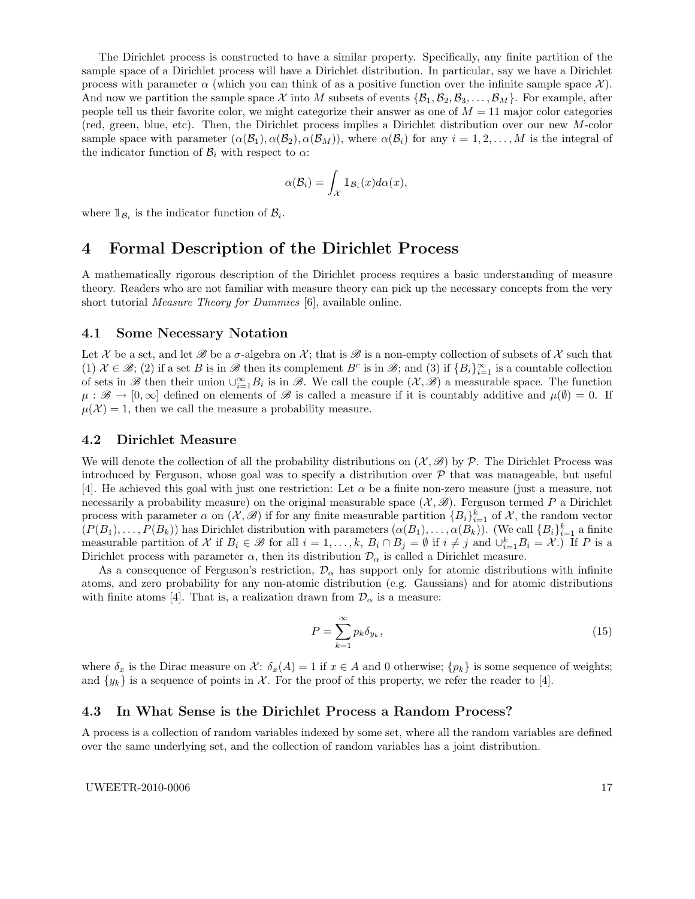The Dirichlet process is constructed to have a similar property. Specifically, any finite partition of the sample space of a Dirichlet process will have a Dirichlet distribution. In particular, say we have a Dirichlet process with parameter $\alpha$ (which you can think of as a positive function over the infinite sample space $\mathcal{X}$). And now we partition the sample space $\mathcal{X}$ into $M$ subsets of events $\{\mathcal{B}_1, \mathcal{B}_2, \mathcal{B}_3, \ldots, \mathcal{B}_M\}$. For example, after people tell us their favorite color, we might categorize their answer as one of $M = 11$ major color categories (red, green, blue, etc). Then, the Dirichlet process implies a Dirichlet distribution over our new $M$-color sample space with parameter $(\alpha(\mathcal{B}_1), \alpha(\mathcal{B}_2), \alpha(\mathcal{B}_M))$, where $\alpha(\mathcal{B}_i)$ for any $i = 1, 2, \ldots, M$ is the integral of the indicator function of $\mathcal{B}_i$ with respect to $\alpha$:

$$\alpha(\mathcal{B}_i) = \int_{\mathcal{X}} \mathbb{1}_{\mathcal{B}_i}(x) d\alpha(x),$$

where $\mathbb{1}_{\mathcal{B}_i}$ is the indicator function of $\mathcal{B}_i$.

# 4 Formal Description of the Dirichlet Process

A mathematically rigorous description of the Dirichlet process requires a basic understanding of measure theory. Readers who are not familiar with measure theory can pick up the necessary concepts from the very short tutorial *Measure Theory for Dummies* [6], available online.

## 4.1 Some Necessary Notation

Let $\mathcal{X}$ be a set, and let $\mathscr{B}$ be a $\sigma$-algebra on $\mathcal{X}$; that is $\mathscr{B}$ is a non-empty collection of subsets of $\mathcal{X}$ such that (1) $\mathcal{X} \in \mathscr{B}$; (2) if a set $B$ is in $\mathscr{B}$ then its complement $B^c$ is in $\mathscr{B}$; and (3) if $\{B_i\}_{i=1}^{\infty}$ is a countable collection of sets in $\mathscr{B}$ then their union $\cup_{i=1}^{\infty} B_i$ is in $\mathscr{B}$. We call the couple $(\mathcal{X}, \mathscr{B})$ a measurable space. The function $\mu : \mathscr{B} \to [0, \infty]$ defined on elements of $\mathscr{B}$ is called a measure if it is countably additive and $\mu(\emptyset) = 0$. If $\mu(\mathcal{X}) = 1$, then we call the measure a probability measure.

## 4.2 Dirichlet Measure

We will denote the collection of all the probability distributions on $(\mathcal{X}, \mathscr{B})$ by $\mathcal{P}$. The Dirichlet Process was introduced by Ferguson, whose goal was to specify a distribution over $\mathcal{P}$ that was manageable, but useful [4]. He achieved this goal with just one restriction: Let $\alpha$ be a finite non-zero measure (just a measure, not necessarily a probability measure) on the original measurable space $(\mathcal{X}, \mathscr{B})$. Ferguson termed $P$ a Dirichlet process with parameter $\alpha$ on $(\mathcal{X}, \mathscr{B})$ if for any finite measurable partition $\{B_i\}_{i=1}^{k}$ of $\mathcal{X}$, the random vector $(P(B_1), \ldots, P(B_k))$ has Dirichlet distribution with parameters $(\alpha(B_1), \ldots, \alpha(B_k))$. (We call $\{B_i\}_{i=1}^{k}$ a finite measurable partition of $\mathcal{X}$ if $B_i \in \mathscr{B}$ for all $i = 1, \ldots, k$, $B_i \cap B_j = \emptyset$ if $i \neq j$ and $\cup_{i=1}^{k} B_i = \mathcal{X}$.) If $P$ is a Dirichlet process with parameter $\alpha$, then its distribution $\mathcal{D}_\alpha$ is called a Dirichlet measure.

As a consequence of Ferguson's restriction, $\mathcal{D}_\alpha$ has support only for atomic distributions with infinite atoms, and zero probability for any non-atomic distribution (e.g. Gaussians) and for atomic distributions with finite atoms [4]. That is, a realization drawn from $\mathcal{D}_\alpha$ is a measure:

$$P = \sum_{k=1}^{\infty} p_k \delta_{y_k}, \tag{15}$$

where $\delta_x$ is the Dirac measure on $\mathcal{X}$: $\delta_x(A) = 1$ if $x \in A$ and 0 otherwise; $\{p_k\}$ is some sequence of weights; and $\{y_k\}$ is a sequence of points in $\mathcal{X}$. For the proof of this property, we refer the reader to [4].

## 4.3 In What Sense is the Dirichlet Process a Random Process?

A process is a collection of random variables indexed by some set, where all the random variables are defined over the same underlying set, and the collection of random variables has a joint distribution.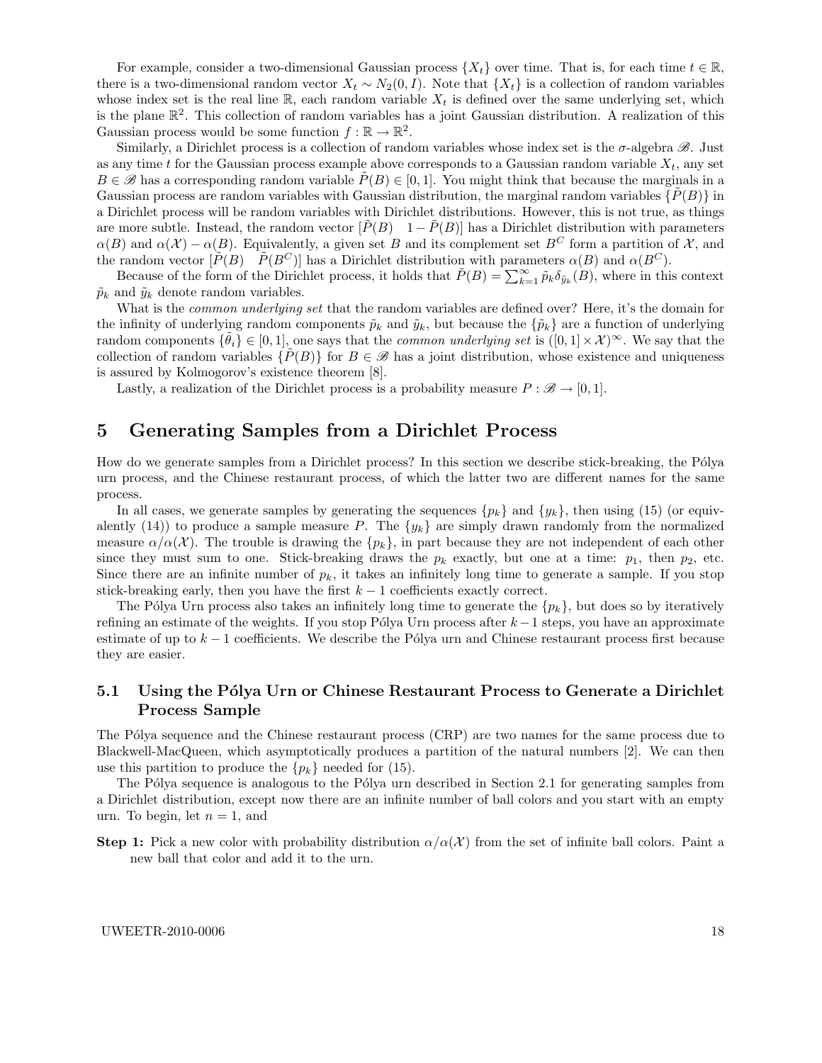For example, consider a two-dimensional Gaussian process $\{X_t\}$ over time. That is, for each time $t \in \mathbb{R}$, there is a two-dimensional random vector $X_t \sim N_2(0, I)$. Note that $\{X_t\}$ is a collection of random variables whose index set is the real line $\mathbb{R}$, each random variable $X_t$ is defined over the same underlying set, which is the plane $\mathbb{R}^2$. This collection of random variables has a joint Gaussian distribution. A realization of this Gaussian process would be some function $f : \mathbb{R} \to \mathbb{R}^2$.

Similarly, a Dirichlet process is a collection of random variables whose index set is the $\sigma$-algebra $\mathscr{B}$. Just as any time $t$ for the Gaussian process example above corresponds to a Gaussian random variable $X_t$, any set $B \in \mathscr{B}$ has a corresponding random variable $\tilde{P}(B) \in [0, 1]$. You might think that because the marginals in a Gaussian process are random variables with Gaussian distribution, the marginal random variables $\{\tilde{P}(B)\}$ in a Dirichlet process will be random variables with Dirichlet distributions. However, this is not true, as things are more subtle. Instead, the random vector $[\tilde{P}(B) \quad 1 - \tilde{P}(B)]$ has a Dirichlet distribution with parameters $\alpha(B)$ and $\alpha(\mathcal{X}) - \alpha(B)$. Equivalently, a given set $B$ and its complement set $B^C$ form a partition of $\mathcal{X}$, and the random vector $[\tilde{P}(B) \quad \tilde{P}(B^C)]$ has a Dirichlet distribution with parameters $\alpha(B)$ and $\alpha(B^C)$.

Because of the form of the Dirichlet process, it holds that $\tilde{P}(B) = \sum_{k=1}^{\infty} \tilde{p}_k \delta_{\tilde{y}_k}(B)$, where in this context $\tilde{p}_k$ and $\tilde{y}_k$ denote random variables.

What is the *common underlying set* that the random variables are defined over? Here, it's the domain for the infinity of underlying random components $\tilde{p}_k$ and $\tilde{y}_k$, but because the $\{\tilde{p}_k\}$ are a function of underlying random components $\{\tilde{\theta}_i\} \in [0, 1]$, one says that the *common underlying set* is $([0, 1] \times \mathcal{X})^{\infty}$. We say that the collection of random variables $\{\tilde{P}(B)\}$ for $B \in \mathscr{B}$ has a joint distribution, whose existence and uniqueness is assured by Kolmogorov's existence theorem [8].

Lastly, a realization of the Dirichlet process is a probability measure $P : \mathscr{B} \to [0, 1]$.

# 5 Generating Samples from a Dirichlet Process

How do we generate samples from a Dirichlet process? In this section we describe stick-breaking, the Pólya urn process, and the Chinese restaurant process, of which the latter two are different names for the same process.

In all cases, we generate samples by generating the sequences $\{p_k\}$ and $\{y_k\}$, then using (15) (or equivalently (14)) to produce a sample measure $P$. The $\{y_k\}$ are simply drawn randomly from the normalized measure $\alpha/\alpha(\mathcal{X})$. The trouble is drawing the $\{p_k\}$, in part because they are not independent of each other since they must sum to one. Stick-breaking draws the $p_k$ exactly, but one at a time: $p_1$, then $p_2$, etc. Since there are an infinite number of $p_k$, it takes an infinitely long time to generate a sample. If you stop stick-breaking early, then you have the first $k - 1$ coefficients exactly correct.

The Pólya Urn process also takes an infinitely long time to generate the $\{p_k\}$, but does so by iteratively refining an estimate of the weights. If you stop Pólya Urn process after $k-1$ steps, you have an approximate estimate of up to $k - 1$ coefficients. We describe the Pólya urn and Chinese restaurant process first because they are easier.

## 5.1 Using the Pólya Urn or Chinese Restaurant Process to Generate a Dirichlet Process Sample

The Pólya sequence and the Chinese restaurant process (CRP) are two names for the same process due to Blackwell-MacQueen, which asymptotically produces a partition of the natural numbers [2]. We can then use this partition to produce the $\{p_k\}$ needed for (15).

The Pólya sequence is analogous to the Pólya urn described in Section 2.1 for generating samples from a Dirichlet distribution, except now there are an infinite number of ball colors and you start with an empty urn. To begin, let $n = 1$, and

**Step 1:** Pick a new color with probability distribution $\alpha/\alpha(\mathcal{X})$ from the set of infinite ball colors. Paint a new ball that color and add it to the urn.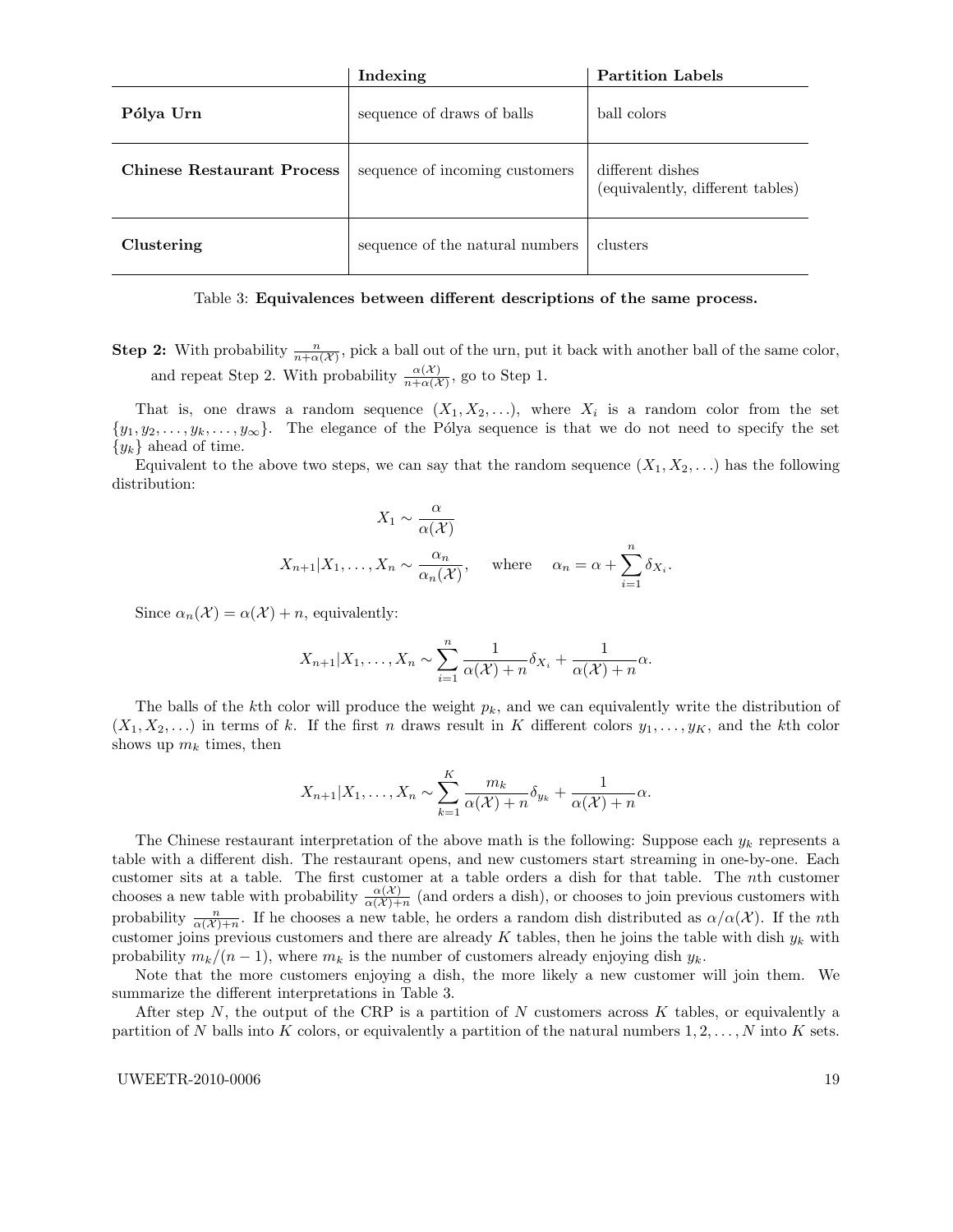| | Indexing | Partition Labels |
|---|---|---|
| **Pólya Urn** | sequence of draws of balls | ball colors |
| **Chinese Restaurant Process** | sequence of incoming customers | different dishes (equivalently, different tables) |
| **Clustering** | sequence of the natural numbers | clusters |

Table 3: **Equivalences between different descriptions of the same process.**

**Step 2:** With probability $\frac{n}{n+\alpha(\mathcal{X})}$, pick a ball out of the urn, put it back with another ball of the same color, and repeat Step 2. With probability $\frac{\alpha(\mathcal{X})}{n+\alpha(\mathcal{X})}$, go to Step 1.

That is, one draws a random sequence $(X_1, X_2, \ldots)$, where $X_i$ is a random color from the set $\{y_1, y_2, \ldots, y_k, \ldots, y_\infty\}$. The elegance of the Pólya sequence is that we do not need to specify the set $\{y_k\}$ ahead of time.

Equivalent to the above two steps, we can say that the random sequence $(X_1, X_2, \ldots)$ has the following distribution:

$$X_1 \sim \frac{\alpha}{\alpha(\mathcal{X})}$$

$$X_{n+1}|X_1, \ldots, X_n \sim \frac{\alpha_n}{\alpha_n(\mathcal{X})}, \quad \text{where} \quad \alpha_n = \alpha + \sum_{i=1}^{n} \delta_{X_i}.$$

Since $\alpha_n(\mathcal{X}) = \alpha(\mathcal{X}) + n$, equivalently:

$$X_{n+1}|X_1, \ldots, X_n \sim \sum_{i=1}^{n} \frac{1}{\alpha(\mathcal{X}) + n} \delta_{X_i} + \frac{1}{\alpha(\mathcal{X}) + n} \alpha.$$

The balls of the $k$th color will produce the weight $p_k$, and we can equivalently write the distribution of $(X_1, X_2, \ldots)$ in terms of $k$. If the first $n$ draws result in $K$ different colors $y_1, \ldots, y_K$, and the $k$th color shows up $m_k$ times, then

$$X_{n+1}|X_1, \ldots, X_n \sim \sum_{k=1}^{K} \frac{m_k}{\alpha(\mathcal{X}) + n} \delta_{y_k} + \frac{1}{\alpha(\mathcal{X}) + n} \alpha.$$

The Chinese restaurant interpretation of the above math is the following: Suppose each $y_k$ represents a table with a different dish. The restaurant opens, and new customers start streaming in one-by-one. Each customer sits at a table. The first customer at a table orders a dish for that table. The $n$th customer chooses a new table with probability $\frac{\alpha(\mathcal{X})}{\alpha(\mathcal{X})+n}$ (and orders a dish), or chooses to join previous customers with probability $\frac{n}{\alpha(\mathcal{X})+n}$. If he chooses a new table, he orders a random dish distributed as $\alpha/\alpha(\mathcal{X})$. If the $n$th customer joins previous customers and there are already $K$ tables, then he joins the table with dish $y_k$ with probability $m_k/(n-1)$, where $m_k$ is the number of customers already enjoying dish $y_k$.

Note that the more customers enjoying a dish, the more likely a new customer will join them. We summarize the different interpretations in Table 3.

After step $N$, the output of the CRP is a partition of $N$ customers across $K$ tables, or equivalently a partition of $N$ balls into $K$ colors, or equivalently a partition of the natural numbers $1, 2, \ldots, N$ into $K$ sets.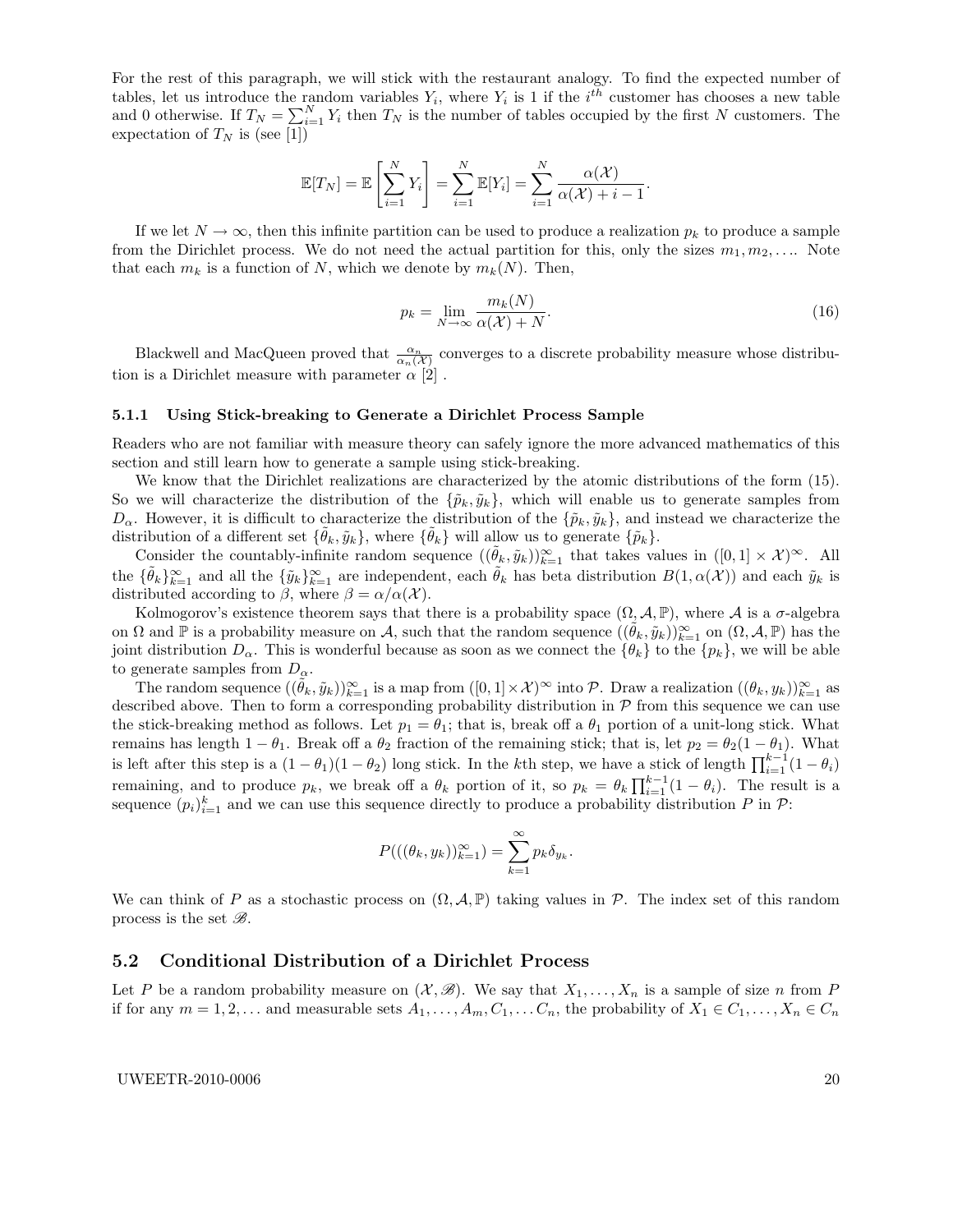For the rest of this paragraph, we will stick with the restaurant analogy. To find the expected number of tables, let us introduce the random variables $Y_i$, where $Y_i$ is 1 if the $i^{th}$ customer has chooses a new table and 0 otherwise. If $T_N = \sum_{i=1}^{N} Y_i$ then $T_N$ is the number of tables occupied by the first $N$ customers. The expectation of $T_N$ is (see [1])

$$\mathbb{E}[T_N] = \mathbb{E}\left[\sum_{i=1}^{N} Y_i\right] = \sum_{i=1}^{N} \mathbb{E}[Y_i] = \sum_{i=1}^{N} \frac{\alpha(\mathcal{X})}{\alpha(\mathcal{X}) + i - 1}.$$

If we let $N \to \infty$, then this infinite partition can be used to produce a realization $p_k$ to produce a sample from the Dirichlet process. We do not need the actual partition for this, only the sizes $m_1, m_2, \ldots$. Note that each $m_k$ is a function of $N$, which we denote by $m_k(N)$. Then,

$$p_k = \lim_{N\to\infty} \frac{m_k(N)}{\alpha(\mathcal{X}) + N}. \tag{16}$$

Blackwell and MacQueen proved that $\frac{\alpha_n}{\alpha_n(\mathcal{X})}$ converges to a discrete probability measure whose distribution is a Dirichlet measure with parameter $\alpha$ [2] .

### 5.1.1 Using Stick-breaking to Generate a Dirichlet Process Sample

Readers who are not familiar with measure theory can safely ignore the more advanced mathematics of this section and still learn how to generate a sample using stick-breaking.

We know that the Dirichlet realizations are characterized by the atomic distributions of the form (15). So we will characterize the distribution of the $\{\tilde{p}_k, \tilde{y}_k\}$, which will enable us to generate samples from $D_\alpha$. However, it is difficult to characterize the distribution of the $\{\tilde{p}_k, \tilde{y}_k\}$, and instead we characterize the distribution of a different set $\{\tilde{\theta}_k, \tilde{y}_k\}$, where $\{\tilde{\theta}_k\}$ will allow us to generate $\{\tilde{p}_k\}$.

Consider the countably-infinite random sequence $((\tilde{\theta}_k, \tilde{y}_k))_{k=1}^{\infty}$ that takes values in $([0,1] \times \mathcal{X})^{\infty}$. All the $\{\tilde{\theta}_k\}_{k=1}^{\infty}$ and all the $\{\tilde{y}_k\}_{k=1}^{\infty}$ are independent, each $\tilde{\theta}_k$ has beta distribution $B(1, \alpha(\mathcal{X}))$ and each $\tilde{y}_k$ is distributed according to $\beta$, where $\beta = \alpha/\alpha(\mathcal{X})$.

Kolmogorov's existence theorem says that there is a probability space $(\Omega, \mathcal{A}, \mathbb{P})$, where $\mathcal{A}$ is a $\sigma$-algebra on $\Omega$ and $\mathbb{P}$ is a probability measure on $\mathcal{A}$, such that the random sequence $((\tilde{\theta}_k, \tilde{y}_k))_{k=1}^{\infty}$ on $(\Omega, \mathcal{A}, \mathbb{P})$ has the joint distribution $D_\alpha$. This is wonderful because as soon as we connect the $\{\theta_k\}$ to the $\{p_k\}$, we will be able to generate samples from $D_\alpha$.

The random sequence $((\tilde{\theta}_k, \tilde{y}_k))_{k=1}^{\infty}$ is a map from $([0,1] \times \mathcal{X})^{\infty}$ into $\mathcal{P}$. Draw a realization $((\theta_k, y_k))_{k=1}^{\infty}$ as described above. Then to form a corresponding probability distribution in $\mathcal{P}$ from this sequence we can use the stick-breaking method as follows. Let $p_1 = \theta_1$; that is, break off a $\theta_1$ portion of a unit-long stick. What remains has length $1 - \theta_1$. Break off a $\theta_2$ fraction of the remaining stick; that is, let $p_2 = \theta_2(1 - \theta_1)$. What is left after this step is a $(1 - \theta_1)(1 - \theta_2)$ long stick. In the $k$th step, we have a stick of length $\prod_{i=1}^{k-1}(1 - \theta_i)$ remaining, and to produce $p_k$, we break off a $\theta_k$ portion of it, so $p_k = \theta_k \prod_{i=1}^{k-1}(1 - \theta_i)$. The result is a sequence $(p_i)_{i=1}^{k}$ and we can use this sequence directly to produce a probability distribution $P$ in $\mathcal{P}$:

$$P(((\theta_k, y_k))_{k=1}^{\infty}) = \sum_{k=1}^{\infty} p_k \delta_{y_k}.$$

We can think of $P$ as a stochastic process on $(\Omega, \mathcal{A}, \mathbb{P})$ taking values in $\mathcal{P}$. The index set of this random process is the set $\mathscr{B}$.

## 5.2 Conditional Distribution of a Dirichlet Process

Let $P$ be a random probability measure on $(\mathcal{X}, \mathscr{B})$. We say that $X_1, \ldots, X_n$ is a sample of size $n$ from $P$ if for any $m = 1, 2, \ldots$ and measurable sets $A_1, \ldots, A_m, C_1, \ldots C_n$, the probability of $X_1 \in C_1, \ldots, X_n \in C_n$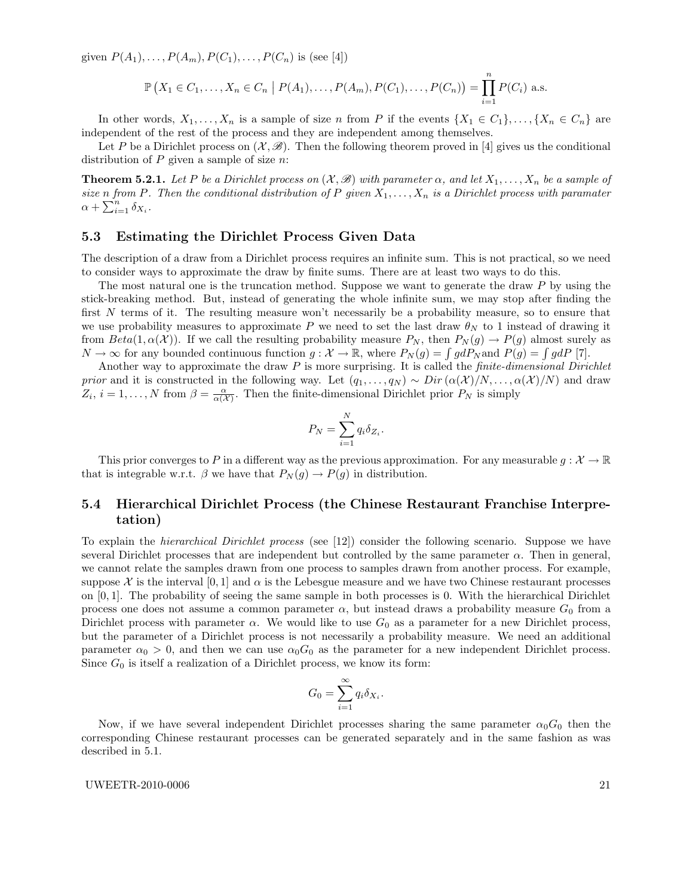given $P(A_1), \ldots, P(A_m), P(C_1), \ldots, P(C_n)$ is (see [4])

$$\mathbb{P}\left(X_1 \in C_1, \ldots, X_n \in C_n \mid P(A_1), \ldots, P(A_m), P(C_1), \ldots, P(C_n)\right) = \prod_{i=1}^{n} P(C_i) \text{ a.s.}$$

In other words, $X_1, \ldots, X_n$ is a sample of size $n$ from $P$ if the events $\{X_1 \in C_1\}, \ldots, \{X_n \in C_n\}$ are independent of the rest of the process and they are independent among themselves.

Let $P$ be a Dirichlet process on $(\mathcal{X}, \mathscr{B})$. Then the following theorem proved in [4] gives us the conditional distribution of $P$ given a sample of size $n$:

**Theorem 5.2.1.** *Let $P$ be a Dirichlet process on $(\mathcal{X}, \mathscr{B})$ with parameter $\alpha$, and let $X_1, \ldots, X_n$ be a sample of size $n$ from $P$. Then the conditional distribution of $P$ given $X_1, \ldots, X_n$ is a Dirichlet process with paramater $\alpha + \sum_{i=1}^{n} \delta_{X_i}$.*

## 5.3 Estimating the Dirichlet Process Given Data

The description of a draw from a Dirichlet process requires an infinite sum. This is not practical, so we need to consider ways to approximate the draw by finite sums. There are at least two ways to do this.

The most natural one is the truncation method. Suppose we want to generate the draw $P$ by using the stick-breaking method. But, instead of generating the whole infinite sum, we may stop after finding the first $N$ terms of it. The resulting measure won't necessarily be a probability measure, so to ensure that we use probability measures to approximate $P$ we need to set the last draw $\theta_N$ to 1 instead of drawing it from $Beta(1, \alpha(\mathcal{X}))$. If we call the resulting probability measure $P_N$, then $P_N(g) \to P(g)$ almost surely as $N \to \infty$ for any bounded continuous function $g : \mathcal{X} \to \mathbb{R}$, where $P_N(g) = \int g dP_N$and $P(g) = \int g dP$ [7].

Another way to approximate the draw $P$ is more surprising. It is called the *finite-dimensional Dirichlet prior* and it is constructed in the following way. Let $(q_1, \ldots, q_N) \sim Dir\left(\alpha(\mathcal{X})/N, \ldots, \alpha(\mathcal{X})/N\right)$ and draw $Z_i$, $i = 1, \ldots, N$ from $\beta = \frac{\alpha}{\alpha(\mathcal{X})}$. Then the finite-dimensional Dirichlet prior $P_N$ is simply

$$P_N = \sum_{i=1}^{N} q_i \delta_{Z_i}.$$

This prior converges to $P$ in a different way as the previous approximation. For any measurable $g : \mathcal{X} \to \mathbb{R}$ that is integrable w.r.t. $\beta$ we have that $P_N(g) \to P(g)$ in distribution.

## 5.4 Hierarchical Dirichlet Process (the Chinese Restaurant Franchise Interpretation)

To explain the *hierarchical Dirichlet process* (see [12]) consider the following scenario. Suppose we have several Dirichlet processes that are independent but controlled by the same parameter $\alpha$. Then in general, we cannot relate the samples drawn from one process to samples drawn from another process. For example, suppose $\mathcal{X}$ is the interval $[0, 1]$ and $\alpha$ is the Lebesgue measure and we have two Chinese restaurant processes on $[0, 1]$. The probability of seeing the same sample in both processes is 0. With the hierarchical Dirichlet process one does not assume a common parameter $\alpha$, but instead draws a probability measure $G_0$ from a Dirichlet process with parameter $\alpha$. We would like to use $G_0$ as a parameter for a new Dirichlet process, but the parameter of a Dirichlet process is not necessarily a probability measure. We need an additional parameter $\alpha_0 > 0$, and then we can use $\alpha_0 G_0$ as the parameter for a new independent Dirichlet process. Since $G_0$ is itself a realization of a Dirichlet process, we know its form:

$$G_0 = \sum_{i=1}^{\infty} q_i \delta_{X_i}.$$

Now, if we have several independent Dirichlet processes sharing the same parameter $\alpha_0 G_0$ then the corresponding Chinese restaurant processes can be generated separately and in the same fashion as was described in 5.1.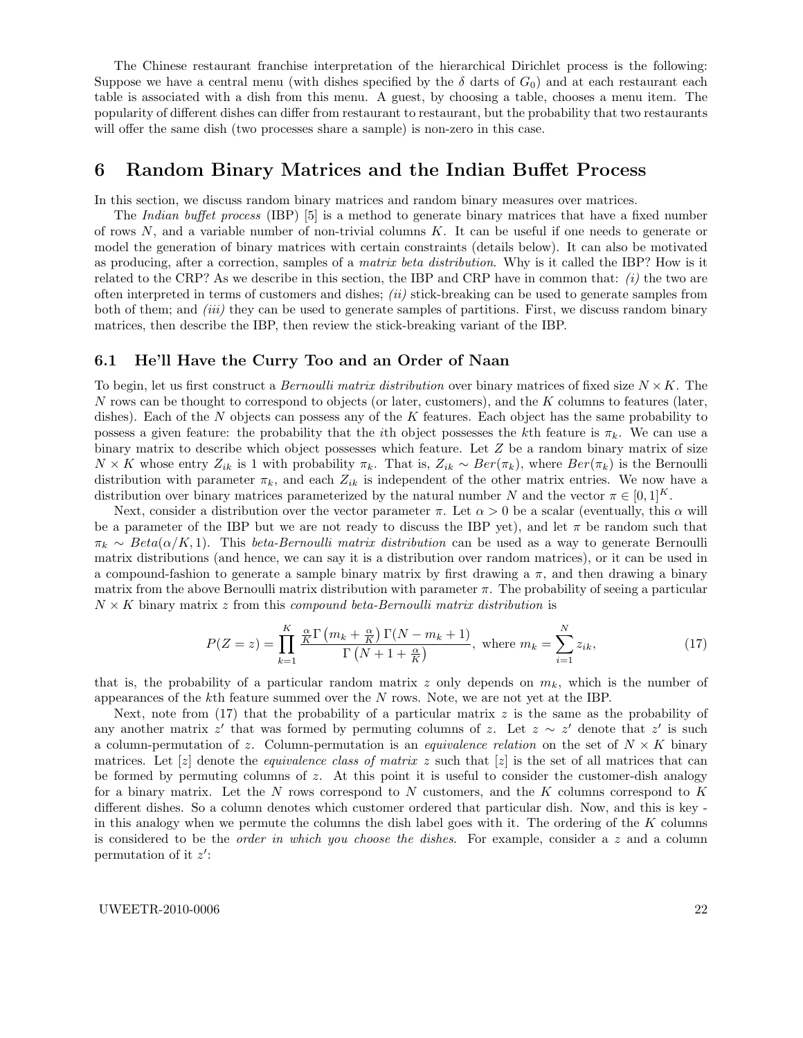The Chinese restaurant franchise interpretation of the hierarchical Dirichlet process is the following: Suppose we have a central menu (with dishes specified by the $\delta$ darts of $G_0$) and at each restaurant each table is associated with a dish from this menu. A guest, by choosing a table, chooses a menu item. The popularity of different dishes can differ from restaurant to restaurant, but the probability that two restaurants will offer the same dish (two processes share a sample) is non-zero in this case.

# 6 Random Binary Matrices and the Indian Buffet Process

In this section, we discuss random binary matrices and random binary measures over matrices.

The *Indian buffet process* (IBP) [5] is a method to generate binary matrices that have a fixed number of rows $N$, and a variable number of non-trivial columns $K$. It can be useful if one needs to generate or model the generation of binary matrices with certain constraints (details below). It can also be motivated as producing, after a correction, samples of a *matrix beta distribution*. Why is it called the IBP? How is it related to the CRP? As we describe in this section, the IBP and CRP have in common that: *(i)* the two are often interpreted in terms of customers and dishes; *(ii)* stick-breaking can be used to generate samples from both of them; and *(iii)* they can be used to generate samples of partitions. First, we discuss random binary matrices, then describe the IBP, then review the stick-breaking variant of the IBP.

## 6.1 He'll Have the Curry Too and an Order of Naan

To begin, let us first construct a *Bernoulli matrix distribution* over binary matrices of fixed size $N \times K$. The $N$ rows can be thought to correspond to objects (or later, customers), and the $K$ columns to features (later, dishes). Each of the $N$ objects can possess any of the $K$ features. Each object has the same probability to possess a given feature: the probability that the $i$th object possesses the $k$th feature is $\pi_k$. We can use a binary matrix to describe which object possesses which feature. Let $Z$ be a random binary matrix of size $N \times K$ whose entry $Z_{ik}$ is 1 with probability $\pi_k$. That is, $Z_{ik} \sim Ber(\pi_k)$, where $Ber(\pi_k)$ is the Bernoulli distribution with parameter $\pi_k$, and each $Z_{ik}$ is independent of the other matrix entries. We now have a distribution over binary matrices parameterized by the natural number $N$ and the vector $\pi \in [0,1]^K$.

Next, consider a distribution over the vector parameter $\pi$. Let $\alpha > 0$ be a scalar (eventually, this $\alpha$ will be a parameter of the IBP but we are not ready to discuss the IBP yet), and let $\pi$ be random such that $\pi_k \sim Beta(\alpha/K, 1)$. This *beta-Bernoulli matrix distribution* can be used as a way to generate Bernoulli matrix distributions (and hence, we can say it is a distribution over random matrices), or it can be used in a compound-fashion to generate a sample binary matrix by first drawing a $\pi$, and then drawing a binary matrix from the above Bernoulli matrix distribution with parameter $\pi$. The probability of seeing a particular $N \times K$ binary matrix $z$ from this *compound beta-Bernoulli matrix distribution* is

$$P(Z = z) = \prod_{k=1}^{K} \frac{\frac{\alpha}{K}\Gamma\left(m_k + \frac{\alpha}{K}\right)\Gamma(N - m_k + 1)}{\Gamma\left(N + 1 + \frac{\alpha}{K}\right)}, \text{ where } m_k = \sum_{i=1}^{N} z_{ik}, \tag{17}$$

that is, the probability of a particular random matrix $z$ only depends on $m_k$, which is the number of appearances of the $k$th feature summed over the $N$ rows. Note, we are not yet at the IBP.

Next, note from (17) that the probability of a particular matrix $z$ is the same as the probability of any another matrix $z'$ that was formed by permuting columns of $z$. Let $z \sim z'$ denote that $z'$ is such a column-permutation of $z$. Column-permutation is an *equivalence relation* on the set of $N \times K$ binary matrices. Let $[z]$ denote the *equivalence class of matrix* $z$ such that $[z]$ is the set of all matrices that can be formed by permuting columns of $z$. At this point it is useful to consider the customer-dish analogy for a binary matrix. Let the $N$ rows correspond to $N$ customers, and the $K$ columns correspond to $K$ different dishes. So a column denotes which customer ordered that particular dish. Now, and this is key - in this analogy when we permute the columns the dish label goes with it. The ordering of the $K$ columns is considered to be the *order in which you choose the dishes*. For example, consider a $z$ and a column permutation of it $z'$: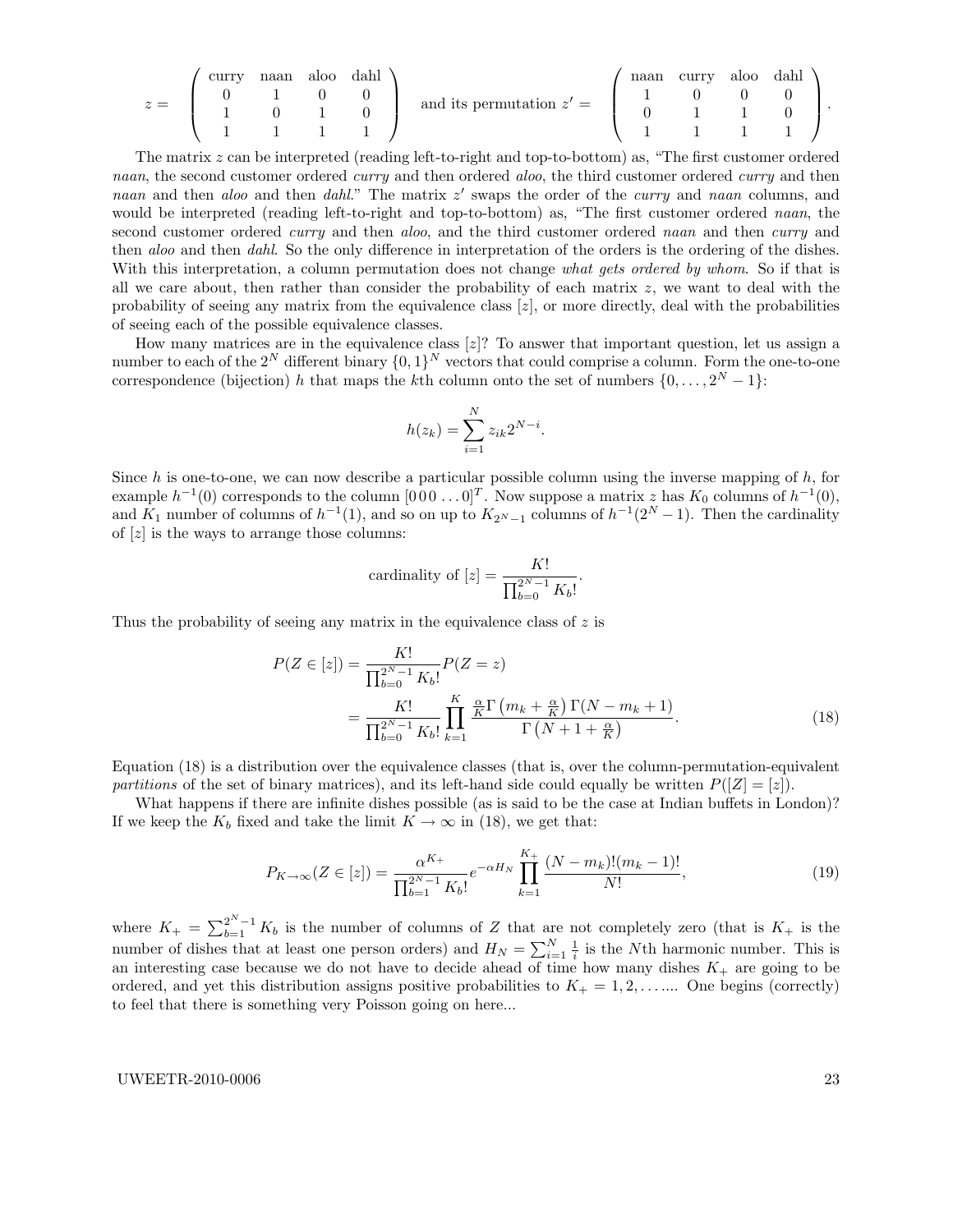$$z = \left( \begin{array}{cccc} \text{curry} & \text{naan} & \text{aloo} & \text{dahl} \\ 0 & 1 & 0 & 0 \\ 1 & 0 & 1 & 0 \\ 1 & 1 & 1 & 1 \end{array} \right) \quad \text{and its permutation } z' = \left( \begin{array}{cccc} \text{naan} & \text{curry} & \text{aloo} & \text{dahl} \\ 1 & 0 & 0 & 0 \\ 0 & 1 & 1 & 0 \\ 1 & 1 & 1 & 1 \end{array} \right).$$

The matrix $z$ can be interpreted (reading left-to-right and top-to-bottom) as, "The first customer ordered *naan*, the second customer ordered *curry* and then ordered *aloo*, the third customer ordered *curry* and then *naan* and then *aloo* and then *dahl*." The matrix $z'$ swaps the order of the *curry* and *naan* columns, and would be interpreted (reading left-to-right and top-to-bottom) as, "The first customer ordered *naan*, the second customer ordered *curry* and then *aloo*, and the third customer ordered *naan* and then *curry* and then *aloo* and then *dahl*. So the only difference in interpretation of the orders is the ordering of the dishes. With this interpretation, a column permutation does not change *what gets ordered by whom*. So if that is all we care about, then rather than consider the probability of each matrix $z$, we want to deal with the probability of seeing any matrix from the equivalence class $[z]$, or more directly, deal with the probabilities of seeing each of the possible equivalence classes.

How many matrices are in the equivalence class $[z]$? To answer that important question, let us assign a number to each of the $2^N$ different binary $\{0,1\}^N$ vectors that could comprise a column. Form the one-to-one correspondence (bijection) $h$ that maps the $k$th column onto the set of numbers $\{0,\ldots,2^N-1\}$:

$$h(z_k) = \sum_{i=1}^{N} z_{ik} 2^{N-i}.$$

Since $h$ is one-to-one, we can now describe a particular possible column using the inverse mapping of $h$, for example $h^{-1}(0)$ corresponds to the column $[0\,0\,0\,\ldots 0]^T$. Now suppose a matrix $z$ has $K_0$ columns of $h^{-1}(0)$, and $K_1$ number of columns of $h^{-1}(1)$, and so on up to $K_{2^N-1}$ columns of $h^{-1}(2^N-1)$. Then the cardinality of $[z]$ is the ways to arrange those columns:

$$\text{cardinality of } [z] = \frac{K!}{\prod_{b=0}^{2^N-1} K_b!}.$$

Thus the probability of seeing any matrix in the equivalence class of $z$ is

$$\begin{aligned} P(Z \in [z]) &= \frac{K!}{\prod_{b=0}^{2^N-1} K_b!} P(Z = z) \\ &= \frac{K!}{\prod_{b=0}^{2^N-1} K_b!} \prod_{k=1}^{K} \frac{\frac{\alpha}{K}\Gamma\left(m_k + \frac{\alpha}{K}\right)\Gamma(N - m_k + 1)}{\Gamma\left(N + 1 + \frac{\alpha}{K}\right)}. \end{aligned} \tag{18}$$

Equation (18) is a distribution over the equivalence classes (that is, over the column-permutation-equivalent *partitions* of the set of binary matrices), and its left-hand side could equally be written $P([Z] = [z])$.

What happens if there are infinite dishes possible (as is said to be the case at Indian buffets in London)? If we keep the $K_b$ fixed and take the limit $K \to \infty$ in (18), we get that:

$$P_{K\to\infty}(Z \in [z]) = \frac{\alpha^{K_+}}{\prod_{b=1}^{2^N-1} K_b!} e^{-\alpha H_N} \prod_{k=1}^{K_+} \frac{(N - m_k)!(m_k - 1)!}{N!}, \tag{19}$$

where $K_+ = \sum_{b=1}^{2^N-1} K_b$ is the number of columns of $Z$ that are not completely zero (that is $K_+$ is the number of dishes that at least one person orders) and $H_N = \sum_{i=1}^{N} \frac{1}{i}$ is the $N$th harmonic number. This is an interesting case because we do not have to decide ahead of time how many dishes $K_+$ are going to be ordered, and yet this distribution assigns positive probabilities to $K_+ = 1, 2, \ldots$.... One begins (correctly) to feel that there is something very Poisson going on here...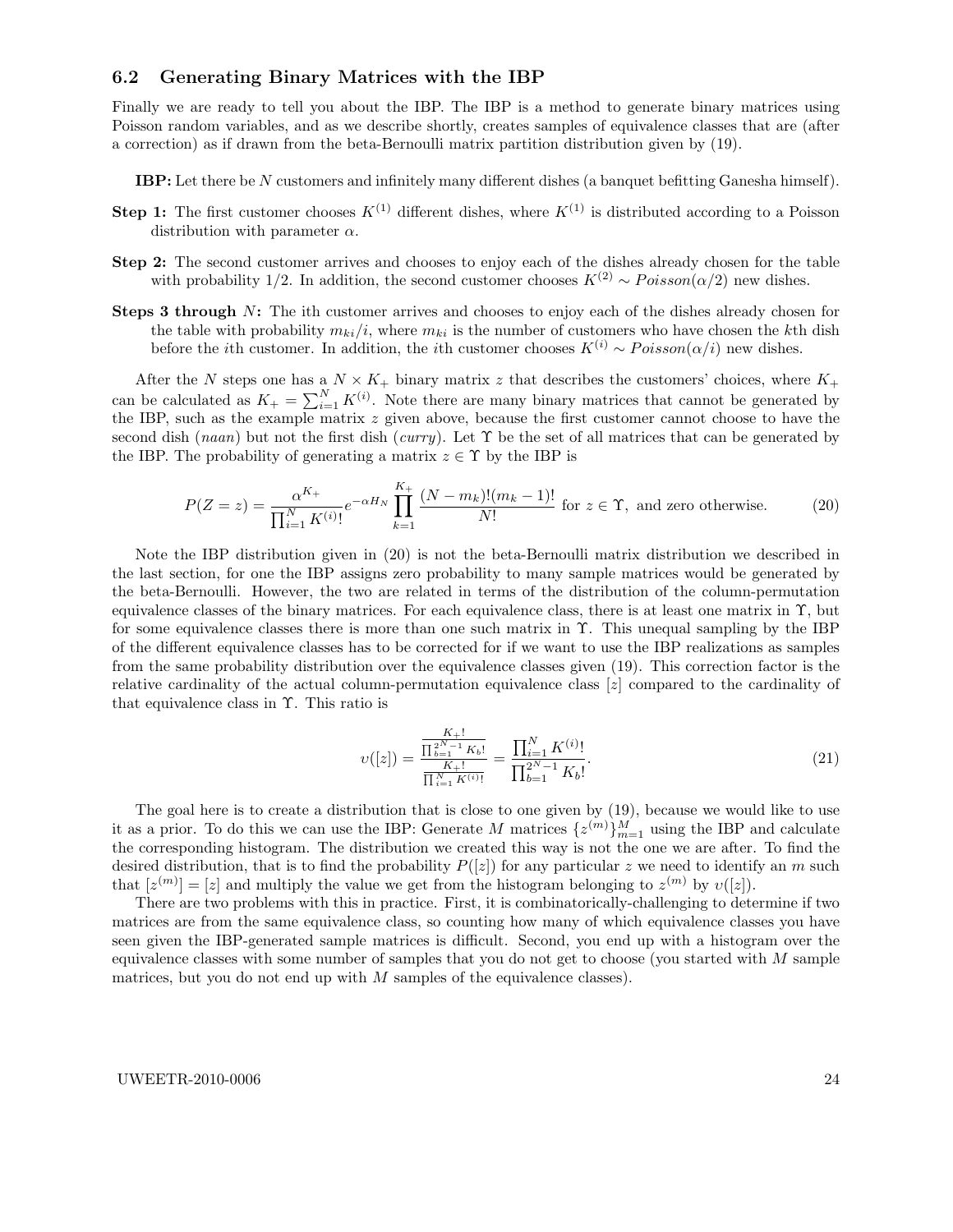### 6.2 Generating Binary Matrices with the IBP

Finally we are ready to tell you about the IBP. The IBP is a method to generate binary matrices using Poisson random variables, and as we describe shortly, creates samples of equivalence classes that are (after a correction) as if drawn from the beta-Bernoulli matrix partition distribution given by (19).

**IBP:** Let there be $N$ customers and infinitely many different dishes (a banquet befitting Ganesha himself).

**Step 1:** The first customer chooses $K^{(1)}$ different dishes, where $K^{(1)}$ is distributed according to a Poisson distribution with parameter $\alpha$.

**Step 2:** The second customer arrives and chooses to enjoy each of the dishes already chosen for the table with probability 1/2. In addition, the second customer chooses $K^{(2)} \sim Poisson(\alpha/2)$ new dishes.

**Steps 3 through** $N$**:** The ith customer arrives and chooses to enjoy each of the dishes already chosen for the table with probability $m_{ki}/i$, where $m_{ki}$ is the number of customers who have chosen the $k$th dish before the $i$th customer. In addition, the $i$th customer chooses $K^{(i)} \sim Poisson(\alpha/i)$ new dishes.

After the $N$ steps one has a $N \times K_+$ binary matrix $z$ that describes the customers' choices, where $K_+$ can be calculated as $K_+ = \sum_{i=1}^{N} K^{(i)}$. Note there are many binary matrices that cannot be generated by the IBP, such as the example matrix $z$ given above, because the first customer cannot choose to have the second dish (*naan*) but not the first dish (*curry*). Let $\Upsilon$ be the set of all matrices that can be generated by the IBP. The probability of generating a matrix $z \in \Upsilon$ by the IBP is

$$P(Z = z) = \frac{\alpha^{K_+}}{\prod_{i=1}^{N} K^{(i)}!} e^{-\alpha H_N} \prod_{k=1}^{K_+} \frac{(N - m_k)!(m_k - 1)!}{N!} \text{ for } z \in \Upsilon, \text{ and zero otherwise.} \tag{20}$$

Note the IBP distribution given in (20) is not the beta-Bernoulli matrix distribution we described in the last section, for one the IBP assigns zero probability to many sample matrices would be generated by the beta-Bernoulli. However, the two are related in terms of the distribution of the column-permutation equivalence classes of the binary matrices. For each equivalence class, there is at least one matrix in $\Upsilon$, but for some equivalence classes there is more than one such matrix in $\Upsilon$. This unequal sampling by the IBP of the different equivalence classes has to be corrected for if we want to use the IBP realizations as samples from the same probability distribution over the equivalence classes given (19). This correction factor is the relative cardinality of the actual column-permutation equivalence class $[z]$ compared to the cardinality of that equivalence class in $\Upsilon$. This ratio is

$$\upsilon([z]) = \frac{\frac{K_+!}{\prod_{b=1}^{2^N-1} K_b!}}{\frac{K_+!}{\prod_{i=1}^{N} K^{(i)}!}} = \frac{\prod_{i=1}^{N} K^{(i)}!}{\prod_{b=1}^{2^N-1} K_b!}. \tag{21}$$

The goal here is to create a distribution that is close to one given by (19), because we would like to use it as a prior. To do this we can use the IBP: Generate $M$ matrices $\{z^{(m)}\}_{m=1}^{M}$ using the IBP and calculate the corresponding histogram. The distribution we created this way is not the one we are after. To find the desired distribution, that is to find the probability $P([z])$ for any particular $z$ we need to identify an $m$ such that $[z^{(m)}] = [z]$ and multiply the value we get from the histogram belonging to $z^{(m)}$ by $\upsilon([z])$.

There are two problems with this in practice. First, it is combinatorically-challenging to determine if two matrices are from the same equivalence class, so counting how many of which equivalence classes you have seen given the IBP-generated sample matrices is difficult. Second, you end up with a histogram over the equivalence classes with some number of samples that you do not get to choose (you started with $M$ sample matrices, but you do not end up with $M$ samples of the equivalence classes).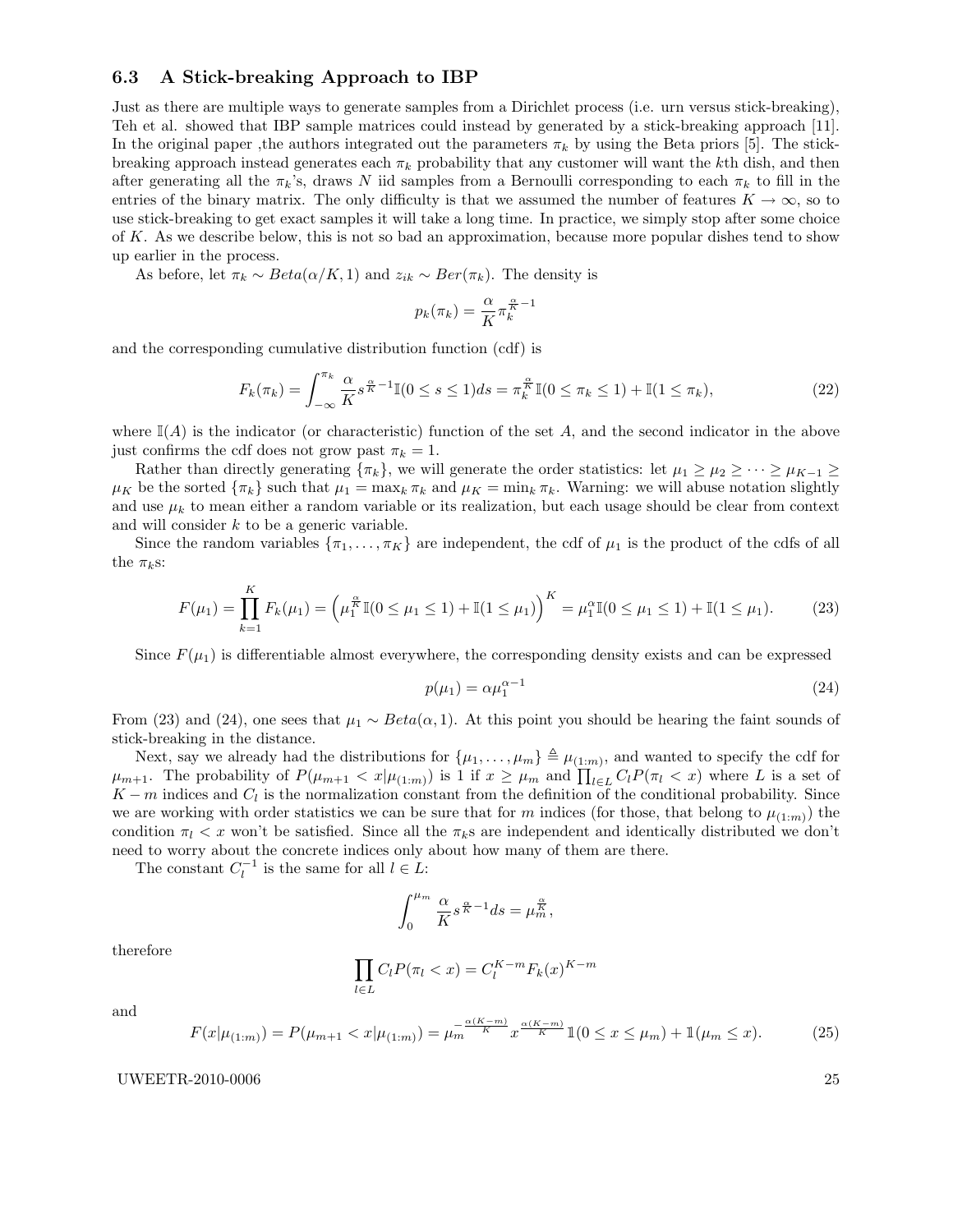### 6.3 A Stick-breaking Approach to IBP

Just as there are multiple ways to generate samples from a Dirichlet process (i.e. urn versus stick-breaking), Teh et al. showed that IBP sample matrices could instead by generated by a stick-breaking approach [11]. In the original paper ,the authors integrated out the parameters $\pi_k$ by using the Beta priors [5]. The stick-breaking approach instead generates each $\pi_k$ probability that any customer will want the $k$th dish, and then after generating all the $\pi_k$'s, draws $N$ iid samples from a Bernoulli corresponding to each $\pi_k$ to fill in the entries of the binary matrix. The only difficulty is that we assumed the number of features $K \to \infty$, so to use stick-breaking to get exact samples it will take a long time. In practice, we simply stop after some choice of $K$. As we describe below, this is not so bad an approximation, because more popular dishes tend to show up earlier in the process.

As before, let $\pi_k \sim Beta(\alpha/K, 1)$ and $z_{ik} \sim Ber(\pi_k)$. The density is

$$p_k(\pi_k) = \frac{\alpha}{K}\pi_k^{\frac{\alpha}{K}-1}$$

and the corresponding cumulative distribution function (cdf) is

$$F_k(\pi_k) = \int_{-\infty}^{\pi_k} \frac{\alpha}{K} s^{\frac{\alpha}{K}-1}\mathbb{I}(0 \le s \le 1)ds = \pi_k^{\frac{\alpha}{K}}\mathbb{I}(0 \le \pi_k \le 1) + \mathbb{I}(1 \le \pi_k), \tag{22}$$

where $\mathbb{I}(A)$ is the indicator (or characteristic) function of the set $A$, and the second indicator in the above just confirms the cdf does not grow past $\pi_k = 1$.

Rather than directly generating $\{\pi_k\}$, we will generate the order statistics: let $\mu_1 \ge \mu_2 \ge \cdots \ge \mu_{K-1} \ge \mu_K$ be the sorted $\{\pi_k\}$ such that $\mu_1 = \max_k \pi_k$ and $\mu_K = \min_k \pi_k$. Warning: we will abuse notation slightly and use $\mu_k$ to mean either a random variable or its realization, but each usage should be clear from context and will consider $k$ to be a generic variable.

Since the random variables $\{\pi_1, \ldots, \pi_K\}$ are independent, the cdf of $\mu_1$ is the product of the cdfs of all the $\pi_k$s:

$$F(\mu_1) = \prod_{k=1}^{K} F_k(\mu_1) = \left(\mu_1^{\frac{\alpha}{K}}\mathbb{I}(0 \le \mu_1 \le 1) + \mathbb{I}(1 \le \mu_1)\right)^K = \mu_1^{\alpha}\mathbb{I}(0 \le \mu_1 \le 1) + \mathbb{I}(1 \le \mu_1). \tag{23}$$

Since $F(\mu_1)$ is differentiable almost everywhere, the corresponding density exists and can be expressed

$$p(\mu_1) = \alpha\mu_1^{\alpha-1} \tag{24}$$

From (23) and (24), one sees that $\mu_1 \sim Beta(\alpha, 1)$. At this point you should be hearing the faint sounds of stick-breaking in the distance.

Next, say we already had the distributions for $\{\mu_1, \ldots, \mu_m\} \triangleq \mu_{(1:m)}$, and wanted to specify the cdf for $\mu_{m+1}$. The probability of $P(\mu_{m+1} < x|\mu_{(1:m)})$ is 1 if $x \ge \mu_m$ and $\prod_{l \in L} C_l P(\pi_l < x)$ where $L$ is a set of $K - m$ indices and $C_l$ is the normalization constant from the definition of the conditional probability. Since we are working with order statistics we can be sure that for $m$ indices (for those, that belong to $\mu_{(1:m)}$) the condition $\pi_l < x$ won't be satisfied. Since all the $\pi_k$s are independent and identically distributed we don't need to worry about the concrete indices only about how many of them are there.

The constant $C_l^{-1}$ is the same for all $l \in L$:

$$\int_0^{\mu_m} \frac{\alpha}{K} s^{\frac{\alpha}{K}-1}ds = \mu_m^{\frac{\alpha}{K}},$$

therefore

$$\prod_{l \in L} C_l P(\pi_l < x) = C_l^{K-m} F_k(x)^{K-m}$$

and

$$F(x|\mu_{(1:m)}) = P(\mu_{m+1} < x|\mu_{(1:m)}) = \mu_m^{-\frac{\alpha(K-m)}{K}} x^{\frac{\alpha(K-m)}{K}}\mathbb{I}(0 \le x \le \mu_m) + \mathbb{I}(\mu_m \le x). \tag{25}$$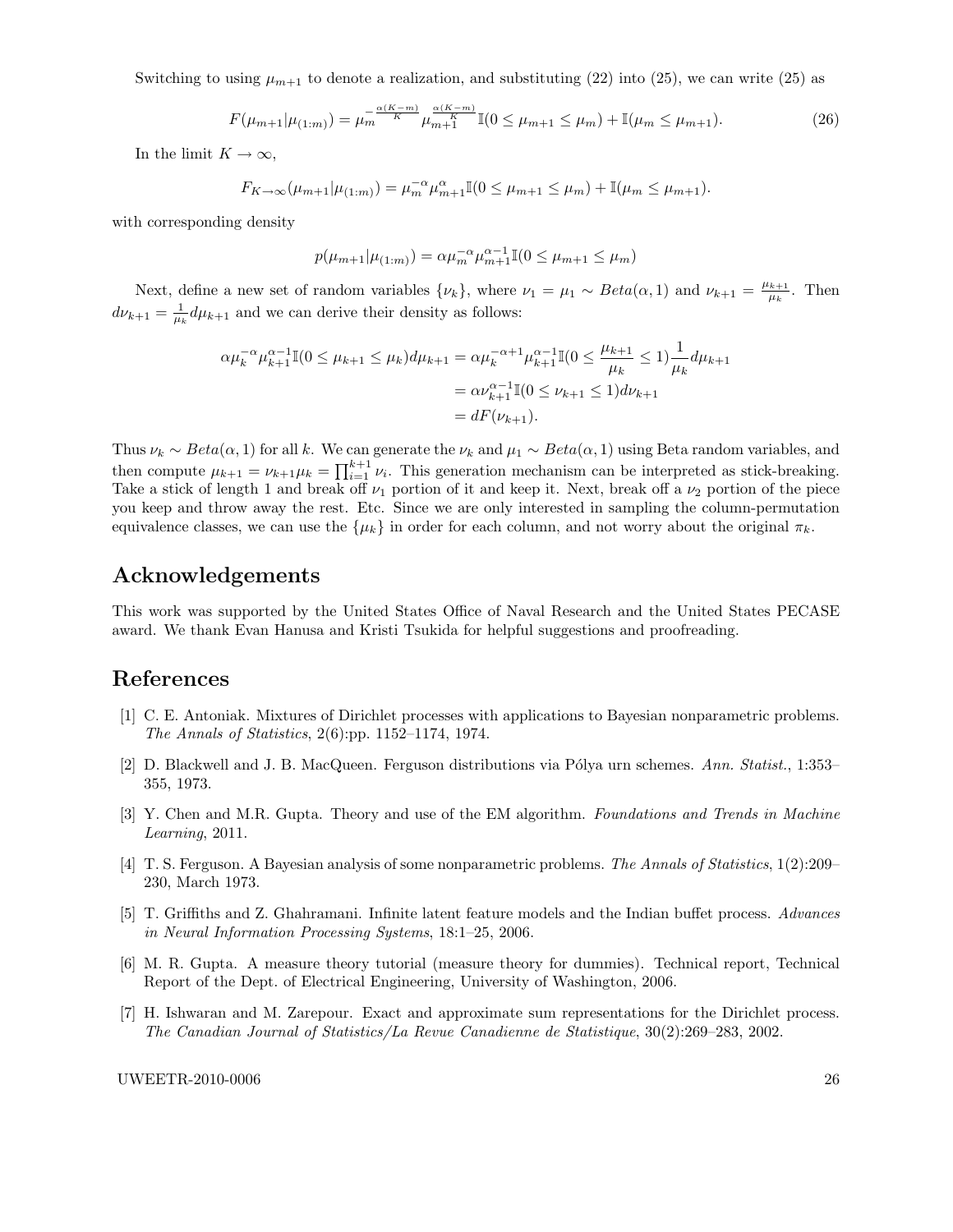Switching to using $\mu_{m+1}$ to denote a realization, and substituting (22) into (25), we can write (25) as

$$F(\mu_{m+1}|\mu_{(1:m)}) = \mu_m^{-\frac{\alpha(K-m)}{K}} \mu_{m+1}^{\frac{\alpha(K-m)}{K}} \mathbb{I}(0 \leq \mu_{m+1} \leq \mu_m) + \mathbb{I}(\mu_m \leq \mu_{m+1}). \tag{26}$$

In the limit $K \to \infty$,

$$F_{K\to\infty}(\mu_{m+1}|\mu_{(1:m)}) = \mu_m^{-\alpha} \mu_{m+1}^{\alpha} \mathbb{I}(0 \leq \mu_{m+1} \leq \mu_m) + \mathbb{I}(\mu_m \leq \mu_{m+1}).$$

with corresponding density

$$p(\mu_{m+1}|\mu_{(1:m)}) = \alpha \mu_m^{-\alpha} \mu_{m+1}^{\alpha-1} \mathbb{I}(0 \leq \mu_{m+1} \leq \mu_m)$$

Next, define a new set of random variables $\{\nu_k\}$, where $\nu_1 = \mu_1 \sim Beta(\alpha, 1)$ and $\nu_{k+1} = \frac{\mu_{k+1}}{\mu_k}$. Then $d\nu_{k+1} = \frac{1}{\mu_k} d\mu_{k+1}$ and we can derive their density as follows:

$$\begin{aligned}
\alpha \mu_k^{-\alpha} \mu_{k+1}^{\alpha-1} \mathbb{I}(0 \leq \mu_{k+1} \leq \mu_k) d\mu_{k+1} &= \alpha \mu_k^{-\alpha+1} \mu_{k+1}^{\alpha-1} \mathbb{I}(0 \leq \frac{\mu_{k+1}}{\mu_k} \leq 1) \frac{1}{\mu_k} d\mu_{k+1} \\
&= \alpha \nu_{k+1}^{\alpha-1} \mathbb{I}(0 \leq \nu_{k+1} \leq 1) d\nu_{k+1} \\
&= dF(\nu_{k+1}).
\end{aligned}$$

Thus $\nu_k \sim Beta(\alpha, 1)$ for all $k$. We can generate the $\nu_k$ and $\mu_1 \sim Beta(\alpha, 1)$ using Beta random variables, and then compute $\mu_{k+1} = \nu_{k+1}\mu_k = \prod_{i=1}^{k+1} \nu_i$. This generation mechanism can be interpreted as stick-breaking. Take a stick of length 1 and break off $\nu_1$ portion of it and keep it. Next, break off a $\nu_2$ portion of the piece you keep and throw away the rest. Etc. Since we are only interested in sampling the column-permutation equivalence classes, we can use the $\{\mu_k\}$ in order for each column, and not worry about the original $\pi_k$.

## Acknowledgements

This work was supported by the United States Office of Naval Research and the United States PECASE award. We thank Evan Hanusa and Kristi Tsukida for helpful suggestions and proofreading.

## References

[1] C. E. Antoniak. Mixtures of Dirichlet processes with applications to Bayesian nonparametric problems. *The Annals of Statistics*, 2(6):pp. 1152–1174, 1974.

[2] D. Blackwell and J. B. MacQueen. Ferguson distributions via Pólya urn schemes. *Ann. Statist.*, 1:353–355, 1973.

[3] Y. Chen and M.R. Gupta. Theory and use of the EM algorithm. *Foundations and Trends in Machine Learning*, 2011.

[4] T. S. Ferguson. A Bayesian analysis of some nonparametric problems. *The Annals of Statistics*, 1(2):209–230, March 1973.

[5] T. Griffiths and Z. Ghahramani. Infinite latent feature models and the Indian buffet process. *Advances in Neural Information Processing Systems*, 18:1–25, 2006.

[6] M. R. Gupta. A measure theory tutorial (measure theory for dummies). Technical report, Technical Report of the Dept. of Electrical Engineering, University of Washington, 2006.

[7] H. Ishwaran and M. Zarepour. Exact and approximate sum representations for the Dirichlet process. *The Canadian Journal of Statistics/La Revue Canadienne de Statistique*, 30(2):269–283, 2002.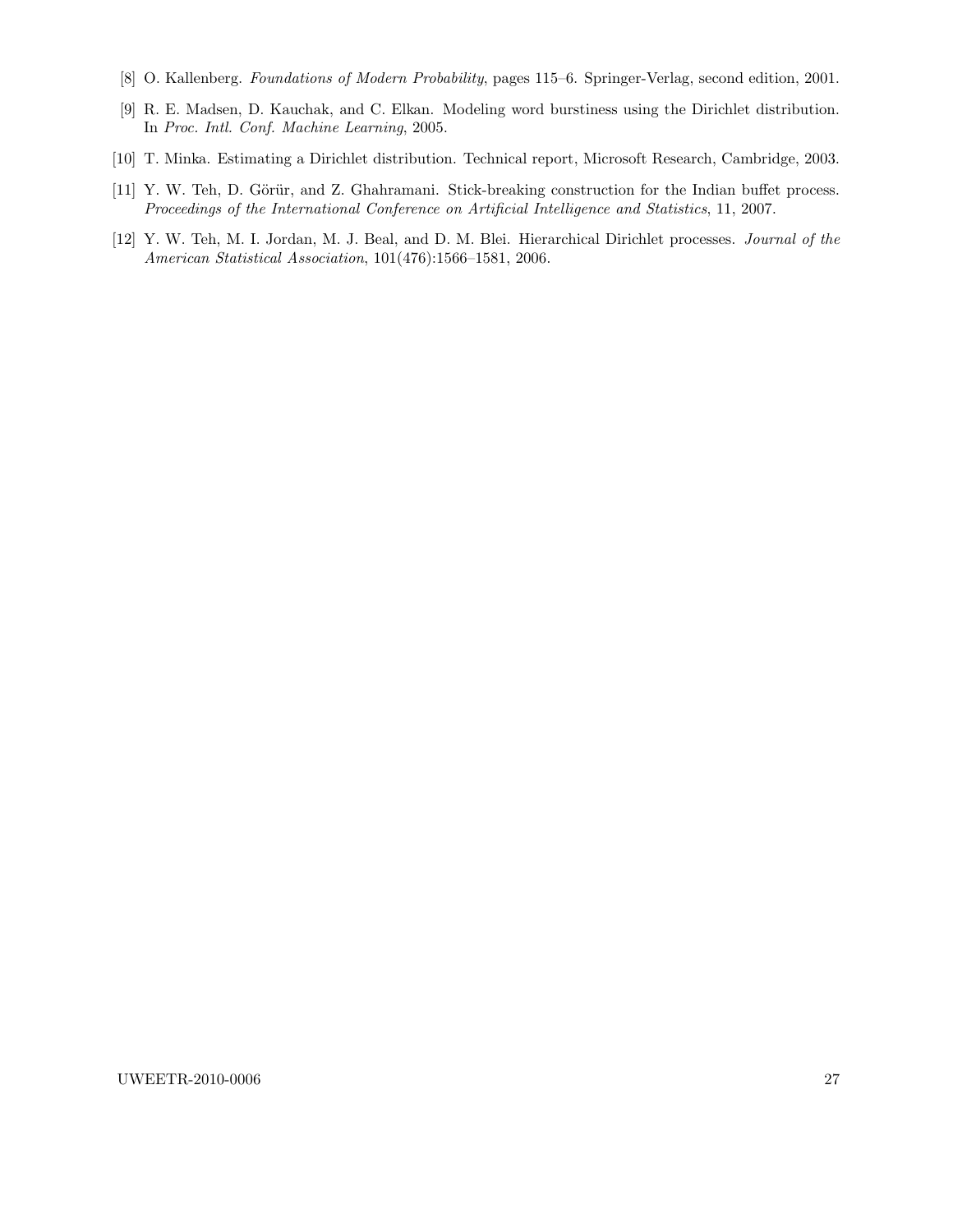[8] O. Kallenberg. *Foundations of Modern Probability*, pages 115–6. Springer-Verlag, second edition, 2001.

[9] R. E. Madsen, D. Kauchak, and C. Elkan. Modeling word burstiness using the Dirichlet distribution. In *Proc. Intl. Conf. Machine Learning*, 2005.

[10] T. Minka. Estimating a Dirichlet distribution. Technical report, Microsoft Research, Cambridge, 2003.

[11] Y. W. Teh, D. Görür, and Z. Ghahramani. Stick-breaking construction for the Indian buffet process. *Proceedings of the International Conference on Artificial Intelligence and Statistics*, 11, 2007.

[12] Y. W. Teh, M. I. Jordan, M. J. Beal, and D. M. Blei. Hierarchical Dirichlet processes. *Journal of the American Statistical Association*, 101(476):1566–1581, 2006.